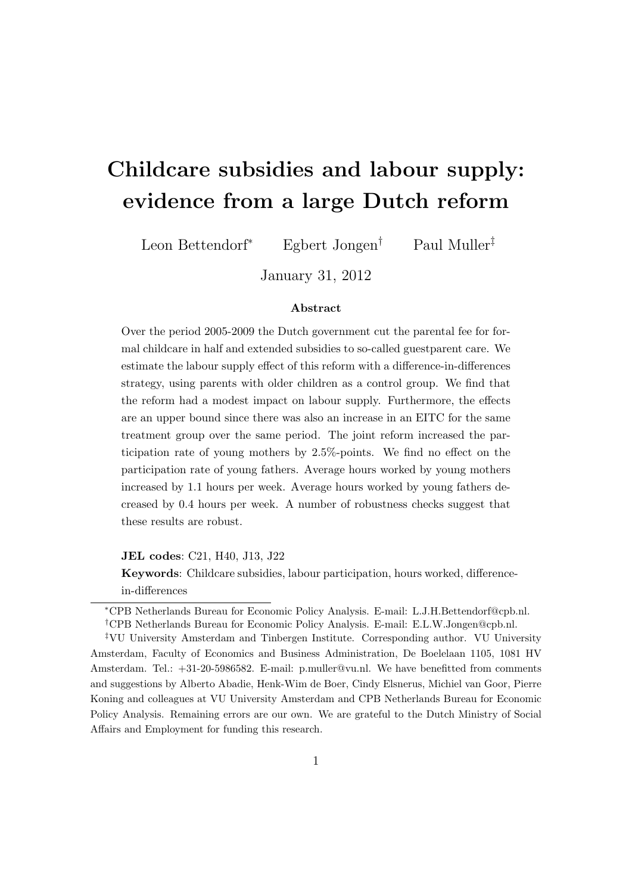# Childcare subsidies and labour supply: evidence from a large Dutch reform

Leon Bettendorf[*] Egbert Jongen[†] Paul Muller[‡]

January 31, 2012

## Abstract

Over the period 2005-2009 the Dutch government cut the parental fee for formal childcare in half and extended subsidies to so-called guestparent care. We estimate the labour supply effect of this reform with a difference-in-differences strategy, using parents with older children as a control group. We find that the reform had a modest impact on labour supply. Furthermore, the effects are an upper bound since there was also an increase in an EITC for the same treatment group over the same period. The joint reform increased the participation rate of young mothers by 2.5%-points. We find no effect on the participation rate of young fathers. Average hours worked by young mothers increased by 1.1 hours per week. Average hours worked by young fathers decreased by 0.4 hours per week. A number of robustness checks suggest that these results are robust.

**JEL codes**: C21, H40, J13, J22

**Keywords**: Childcare subsidies, labour participation, hours worked, difference-in-differences

---

[*] CPB Netherlands Bureau for Economic Policy Analysis. E-mail: L.J.H.Bettendorf@cpb.nl.

[†] CPB Netherlands Bureau for Economic Policy Analysis. E-mail: E.L.W.Jongen@cpb.nl.

[‡] VU University Amsterdam and Tinbergen Institute. Corresponding author. VU University Amsterdam, Faculty of Economics and Business Administration, De Boelelaan 1105, 1081 HV Amsterdam. Tel.: +31-20-5986582. E-mail: p.muller@vu.nl. We have benefitted from comments and suggestions by Alberto Abadie, Henk-Wim de Boer, Cindy Elsnerus, Michiel van Goor, Pierre Koning and colleagues at VU University Amsterdam and CPB Netherlands Bureau for Economic Policy Analysis. Remaining errors are our own. We are grateful to the Dutch Ministry of Social Affairs and Employment for funding this research.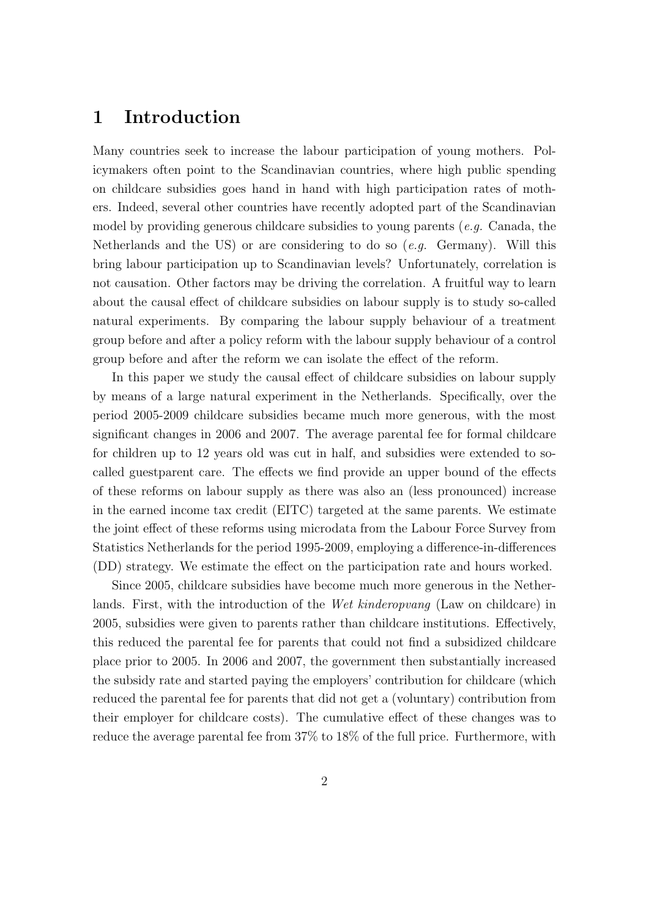# 1 Introduction

Many countries seek to increase the labour participation of young mothers. Policymakers often point to the Scandinavian countries, where high public spending on childcare subsidies goes hand in hand with high participation rates of mothers. Indeed, several other countries have recently adopted part of the Scandinavian model by providing generous childcare subsidies to young parents (*e.g.* Canada, the Netherlands and the US) or are considering to do so (*e.g.* Germany). Will this bring labour participation up to Scandinavian levels? Unfortunately, correlation is not causation. Other factors may be driving the correlation. A fruitful way to learn about the causal effect of childcare subsidies on labour supply is to study so-called natural experiments. By comparing the labour supply behaviour of a treatment group before and after a policy reform with the labour supply behaviour of a control group before and after the reform we can isolate the effect of the reform.

In this paper we study the causal effect of childcare subsidies on labour supply by means of a large natural experiment in the Netherlands. Specifically, over the period 2005-2009 childcare subsidies became much more generous, with the most significant changes in 2006 and 2007. The average parental fee for formal childcare for children up to 12 years old was cut in half, and subsidies were extended to so-called guestparent care. The effects we find provide an upper bound of the effects of these reforms on labour supply as there was also an (less pronounced) increase in the earned income tax credit (EITC) targeted at the same parents. We estimate the joint effect of these reforms using microdata from the Labour Force Survey from Statistics Netherlands for the period 1995-2009, employing a difference-in-differences (DD) strategy. We estimate the effect on the participation rate and hours worked.

Since 2005, childcare subsidies have become much more generous in the Netherlands. First, with the introduction of the *Wet kinderopvang* (Law on childcare) in 2005, subsidies were given to parents rather than childcare institutions. Effectively, this reduced the parental fee for parents that could not find a subsidized childcare place prior to 2005. In 2006 and 2007, the government then substantially increased the subsidy rate and started paying the employers' contribution for childcare (which reduced the parental fee for parents that did not get a (voluntary) contribution from their employer for childcare costs). The cumulative effect of these changes was to reduce the average parental fee from 37% to 18% of the full price. Furthermore, with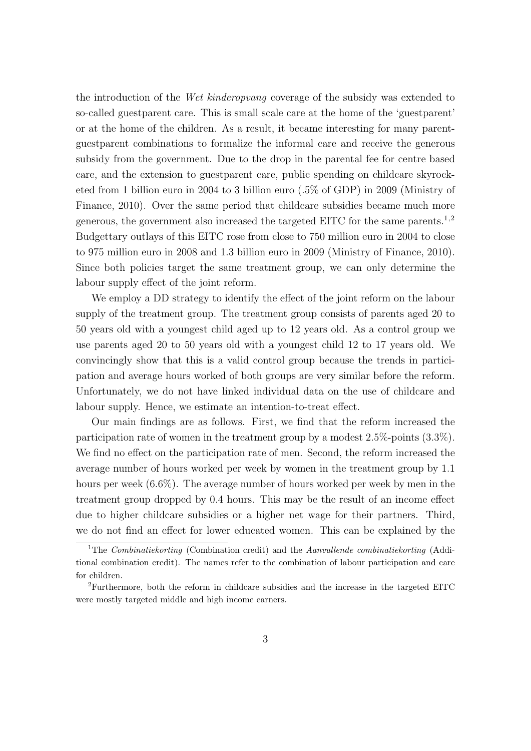the introduction of the *Wet kinderopvang* coverage of the subsidy was extended to so-called guestparent care. This is small scale care at the home of the 'guestparent' or at the home of the children. As a result, it became interesting for many parent-guestparent combinations to formalize the informal care and receive the generous subsidy from the government. Due to the drop in the parental fee for centre based care, and the extension to guestparent care, public spending on childcare skyrocketed from 1 billion euro in 2004 to 3 billion euro (.5% of GDP) in 2009 (Ministry of Finance, 2010). Over the same period that childcare subsidies became much more generous, the government also increased the targeted EITC for the same parents.[1,2] Budgettary outlays of this EITC rose from close to 750 million euro in 2004 to close to 975 million euro in 2008 and 1.3 billion euro in 2009 (Ministry of Finance, 2010). Since both policies target the same treatment group, we can only determine the labour supply effect of the joint reform.

We employ a DD strategy to identify the effect of the joint reform on the labour supply of the treatment group. The treatment group consists of parents aged 20 to 50 years old with a youngest child aged up to 12 years old. As a control group we use parents aged 20 to 50 years old with a youngest child 12 to 17 years old. We convincingly show that this is a valid control group because the trends in participation and average hours worked of both groups are very similar before the reform. Unfortunately, we do not have linked individual data on the use of childcare and labour supply. Hence, we estimate an intention-to-treat effect.

Our main findings are as follows. First, we find that the reform increased the participation rate of women in the treatment group by a modest 2.5%-points (3.3%). We find no effect on the participation rate of men. Second, the reform increased the average number of hours worked per week by women in the treatment group by 1.1 hours per week (6.6%). The average number of hours worked per week by men in the treatment group dropped by 0.4 hours. This may be the result of an income effect due to higher childcare subsidies or a higher net wage for their partners. Third, we do not find an effect for lower educated women. This can be explained by the

[1] The *Combinatiekorting* (Combination credit) and the *Aanvullende combinatiekorting* (Additional combination credit). The names refer to the combination of labour participation and care for children.

[2] Furthermore, both the reform in childcare subsidies and the increase in the targeted EITC were mostly targeted middle and high income earners.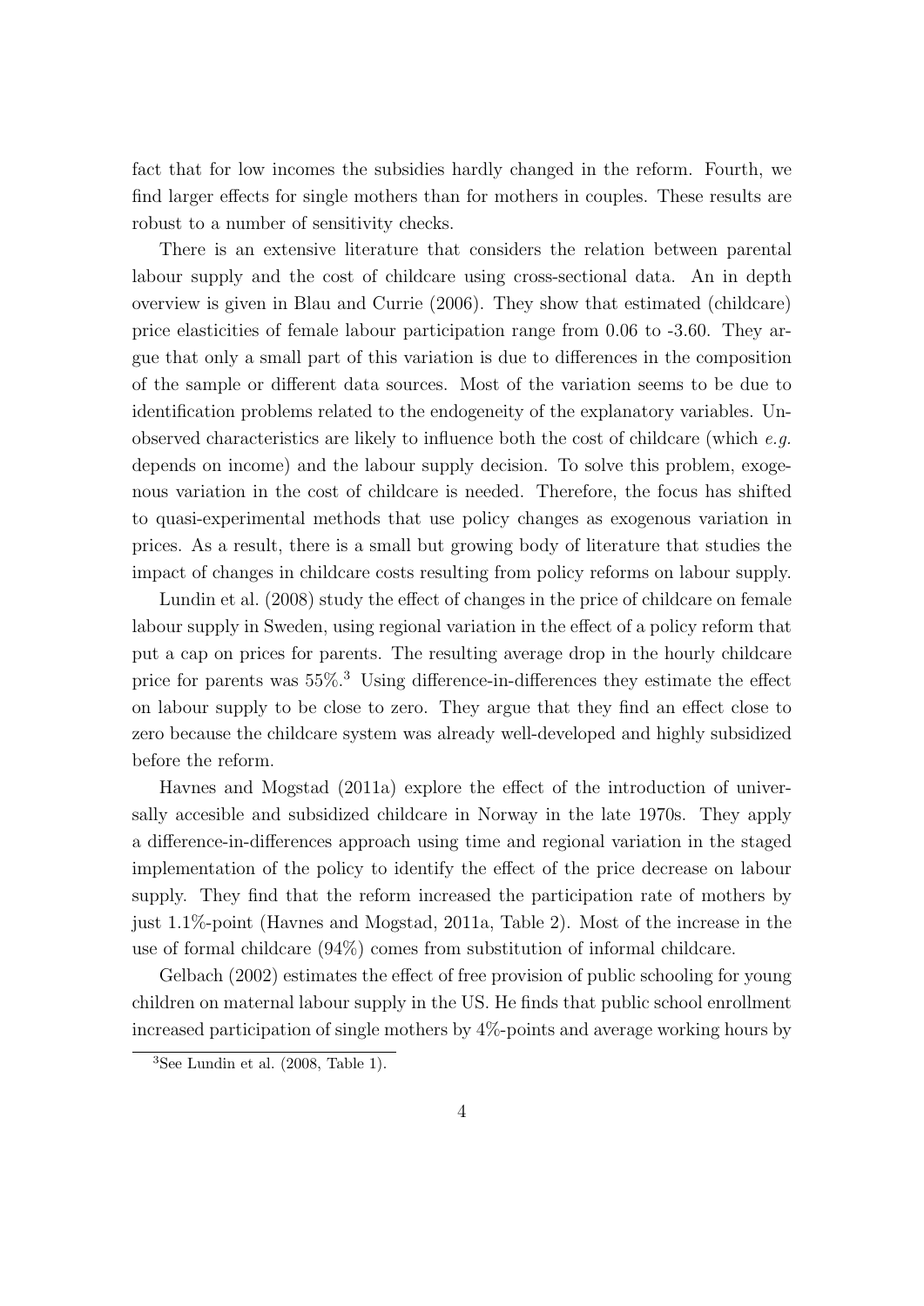fact that for low incomes the subsidies hardly changed in the reform. Fourth, we find larger effects for single mothers than for mothers in couples. These results are robust to a number of sensitivity checks.

There is an extensive literature that considers the relation between parental labour supply and the cost of childcare using cross-sectional data. An in depth overview is given in Blau and Currie (2006). They show that estimated (childcare) price elasticities of female labour participation range from 0.06 to -3.60. They argue that only a small part of this variation is due to differences in the composition of the sample or different data sources. Most of the variation seems to be due to identification problems related to the endogeneity of the explanatory variables. Unobserved characteristics are likely to influence both the cost of childcare (which *e.g.* depends on income) and the labour supply decision. To solve this problem, exogenous variation in the cost of childcare is needed. Therefore, the focus has shifted to quasi-experimental methods that use policy changes as exogenous variation in prices. As a result, there is a small but growing body of literature that studies the impact of changes in childcare costs resulting from policy reforms on labour supply.

Lundin et al. (2008) study the effect of changes in the price of childcare on female labour supply in Sweden, using regional variation in the effect of a policy reform that put a cap on prices for parents. The resulting average drop in the hourly childcare price for parents was 55%.[3] Using difference-in-differences they estimate the effect on labour supply to be close to zero. They argue that they find an effect close to zero because the childcare system was already well-developed and highly subsidized before the reform.

Havnes and Mogstad (2011a) explore the effect of the introduction of universally accesible and subsidized childcare in Norway in the late 1970s. They apply a difference-in-differences approach using time and regional variation in the staged implementation of the policy to identify the effect of the price decrease on labour supply. They find that the reform increased the participation rate of mothers by just 1.1%-point (Havnes and Mogstad, 2011a, Table 2). Most of the increase in the use of formal childcare (94%) comes from substitution of informal childcare.

Gelbach (2002) estimates the effect of free provision of public schooling for young children on maternal labour supply in the US. He finds that public school enrollment increased participation of single mothers by 4%-points and average working hours by

[3] See Lundin et al. (2008, Table 1).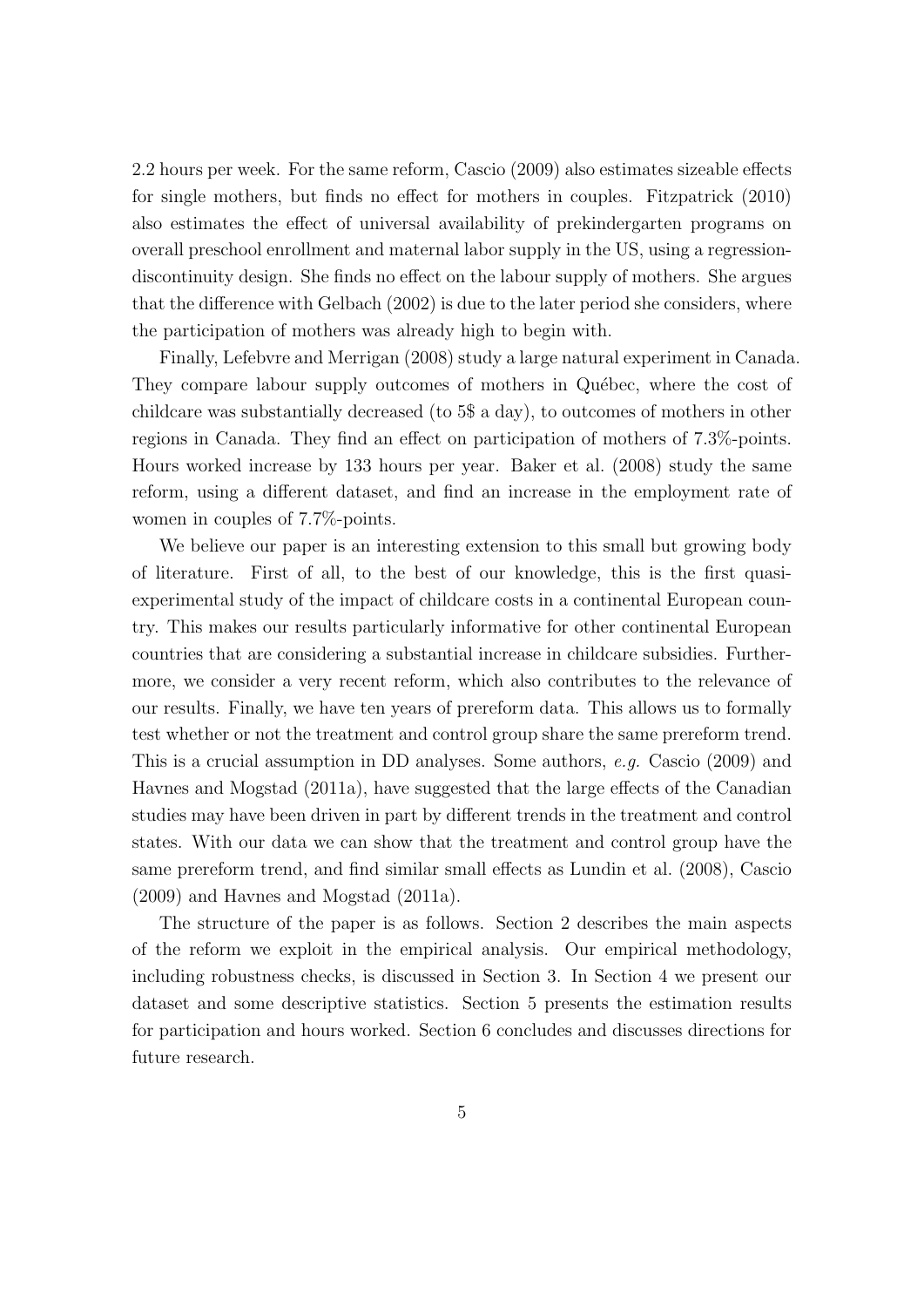2.2 hours per week. For the same reform, Cascio (2009) also estimates sizeable effects for single mothers, but finds no effect for mothers in couples. Fitzpatrick (2010) also estimates the effect of universal availability of prekindergarten programs on overall preschool enrollment and maternal labor supply in the US, using a regression-discontinuity design. She finds no effect on the labour supply of mothers. She argues that the difference with Gelbach (2002) is due to the later period she considers, where the participation of mothers was already high to begin with.

Finally, Lefebvre and Merrigan (2008) study a large natural experiment in Canada. They compare labour supply outcomes of mothers in Québec, where the cost of childcare was substantially decreased (to 5$ a day), to outcomes of mothers in other regions in Canada. They find an effect on participation of mothers of 7.3%-points. Hours worked increase by 133 hours per year. Baker et al. (2008) study the same reform, using a different dataset, and find an increase in the employment rate of women in couples of 7.7%-points.

We believe our paper is an interesting extension to this small but growing body of literature. First of all, to the best of our knowledge, this is the first quasi-experimental study of the impact of childcare costs in a continental European country. This makes our results particularly informative for other continental European countries that are considering a substantial increase in childcare subsidies. Furthermore, we consider a very recent reform, which also contributes to the relevance of our results. Finally, we have ten years of prereform data. This allows us to formally test whether or not the treatment and control group share the same prereform trend. This is a crucial assumption in DD analyses. Some authors, *e.g.* Cascio (2009) and Havnes and Mogstad (2011a), have suggested that the large effects of the Canadian studies may have been driven in part by different trends in the treatment and control states. With our data we can show that the treatment and control group have the same prereform trend, and find similar small effects as Lundin et al. (2008), Cascio (2009) and Havnes and Mogstad (2011a).

The structure of the paper is as follows. Section 2 describes the main aspects of the reform we exploit in the empirical analysis. Our empirical methodology, including robustness checks, is discussed in Section 3. In Section 4 we present our dataset and some descriptive statistics. Section 5 presents the estimation results for participation and hours worked. Section 6 concludes and discusses directions for future research.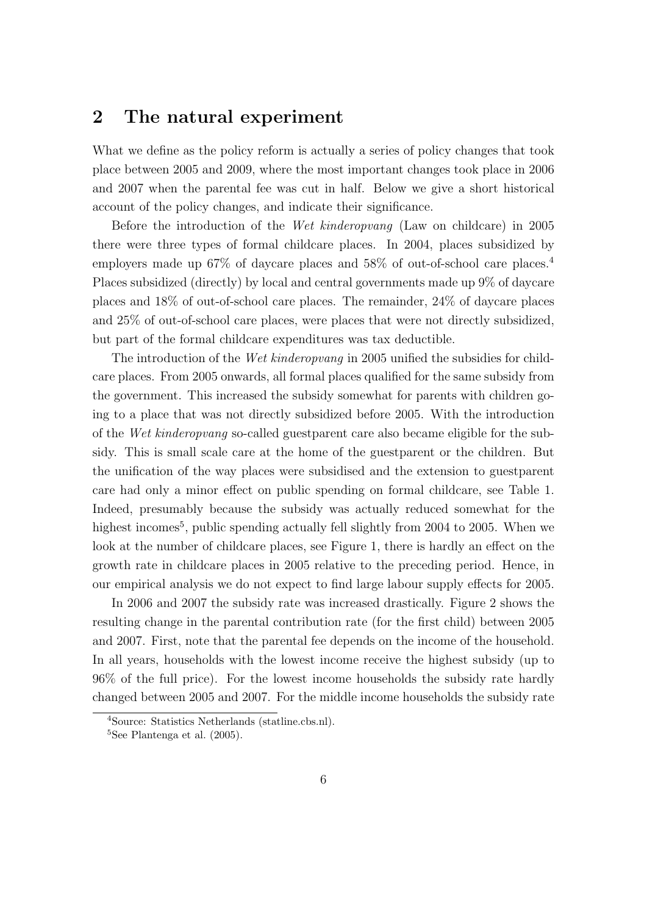## 2 The natural experiment

What we define as the policy reform is actually a series of policy changes that took place between 2005 and 2009, where the most important changes took place in 2006 and 2007 when the parental fee was cut in half. Below we give a short historical account of the policy changes, and indicate their significance.

Before the introduction of the *Wet kinderopvang* (Law on childcare) in 2005 there were three types of formal childcare places. In 2004, places subsidized by employers made up 67% of daycare places and 58% of out-of-school care places.[4] Places subsidized (directly) by local and central governments made up 9% of daycare places and 18% of out-of-school care places. The remainder, 24% of daycare places and 25% of out-of-school care places, were places that were not directly subsidized, but part of the formal childcare expenditures was tax deductible.

The introduction of the *Wet kinderopvang* in 2005 unified the subsidies for childcare places. From 2005 onwards, all formal places qualified for the same subsidy from the government. This increased the subsidy somewhat for parents with children going to a place that was not directly subsidized before 2005. With the introduction of the *Wet kinderopvang* so-called guestparent care also became eligible for the subsidy. This is small scale care at the home of the guestparent or the children. But the unification of the way places were subsidised and the extension to guestparent care had only a minor effect on public spending on formal childcare, see Table 1. Indeed, presumably because the subsidy was actually reduced somewhat for the highest incomes[5], public spending actually fell slightly from 2004 to 2005. When we look at the number of childcare places, see Figure 1, there is hardly an effect on the growth rate in childcare places in 2005 relative to the preceding period. Hence, in our empirical analysis we do not expect to find large labour supply effects for 2005.

In 2006 and 2007 the subsidy rate was increased drastically. Figure 2 shows the resulting change in the parental contribution rate (for the first child) between 2005 and 2007. First, note that the parental fee depends on the income of the household. In all years, households with the lowest income receive the highest subsidy (up to 96% of the full price). For the lowest income households the subsidy rate hardly changed between 2005 and 2007. For the middle income households the subsidy rate

[4] Source: Statistics Netherlands (statline.cbs.nl).

[5] See Plantenga et al. (2005).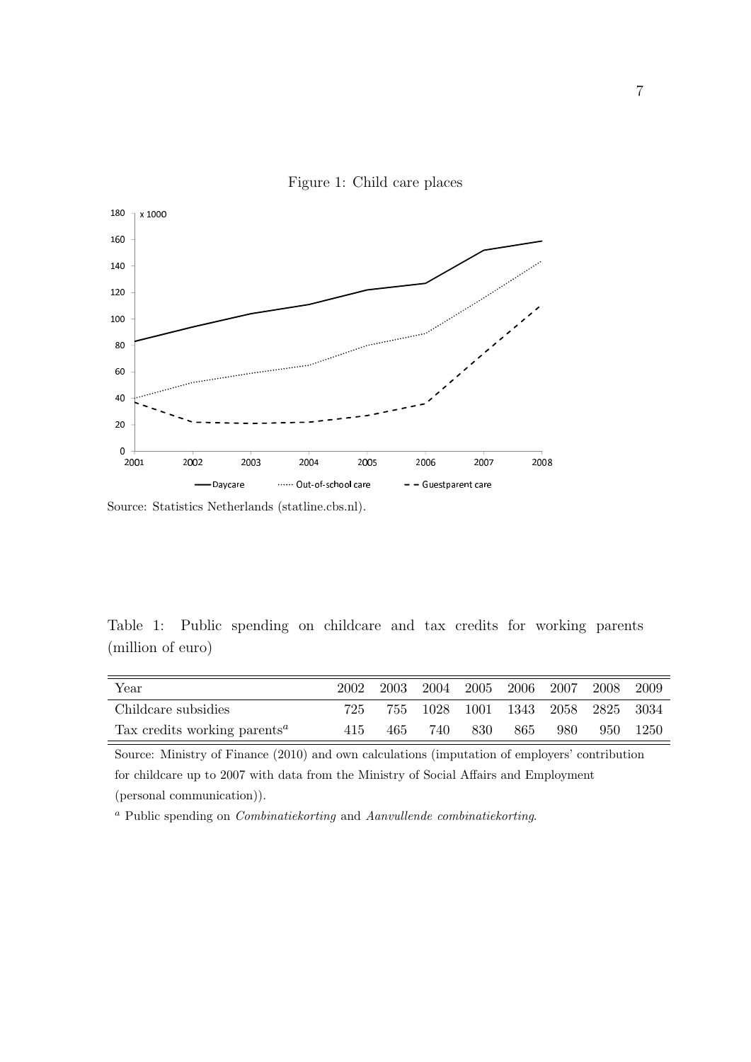Figure 1: Child care places

Source: Statistics Netherlands (statline.cbs.nl).

Table 1: Public spending on childcare and tax credits for working parents (million of euro)

| Year | 2002 | 2003 | 2004 | 2005 | 2006 | 2007 | 2008 | 2009 |
|---|---|---|---|---|---|---|---|---|
| Childcare subsidies | 725 | 755 | 1028 | 1001 | 1343 | 2058 | 2825 | 3034 |
| Tax credits working parents[a] | 415 | 465 | 740 | 830 | 865 | 980 | 950 | 1250 |

Source: Ministry of Finance (2010) and own calculations (imputation of employers' contribution for childcare up to 2007 with data from the Ministry of Social Affairs and Employment (personal communication)).

[a] Public spending on *Combinatiekorting* and *Aanvullende combinatiekorting*.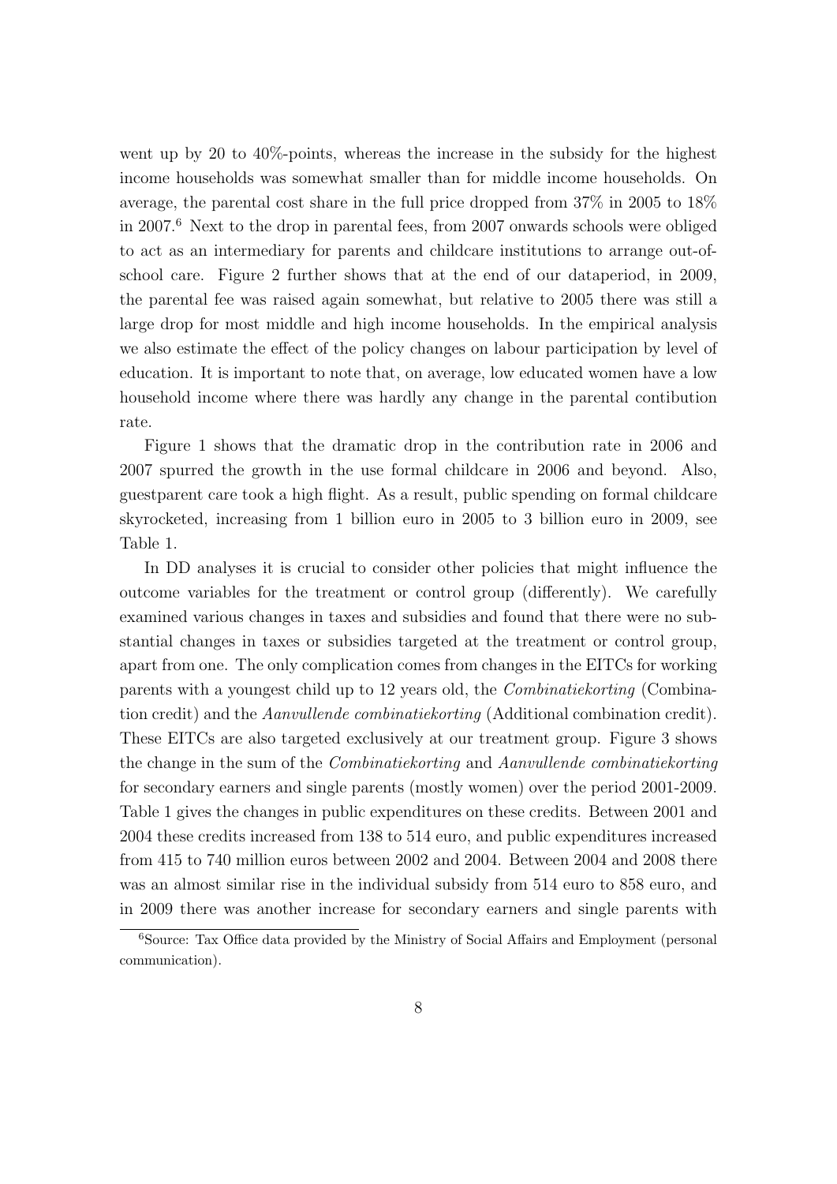went up by 20 to 40%-points, whereas the increase in the subsidy for the highest income households was somewhat smaller than for middle income households. On average, the parental cost share in the full price dropped from 37% in 2005 to 18% in 2007.[6] Next to the drop in parental fees, from 2007 onwards schools were obliged to act as an intermediary for parents and childcare institutions to arrange out-of-school care. Figure 2 further shows that at the end of our dataperiod, in 2009, the parental fee was raised again somewhat, but relative to 2005 there was still a large drop for most middle and high income households. In the empirical analysis we also estimate the effect of the policy changes on labour participation by level of education. It is important to note that, on average, low educated women have a low household income where there was hardly any change in the parental contibution rate.

Figure 1 shows that the dramatic drop in the contribution rate in 2006 and 2007 spurred the growth in the use formal childcare in 2006 and beyond. Also, guestparent care took a high flight. As a result, public spending on formal childcare skyrocketed, increasing from 1 billion euro in 2005 to 3 billion euro in 2009, see Table 1.

In DD analyses it is crucial to consider other policies that might influence the outcome variables for the treatment or control group (differently). We carefully examined various changes in taxes and subsidies and found that there were no substantial changes in taxes or subsidies targeted at the treatment or control group, apart from one. The only complication comes from changes in the EITCs for working parents with a youngest child up to 12 years old, the *Combinatiekorting* (Combination credit) and the *Aanvullende combinatiekorting* (Additional combination credit). These EITCs are also targeted exclusively at our treatment group. Figure 3 shows the change in the sum of the *Combinatiekorting* and *Aanvullende combinatiekorting* for secondary earners and single parents (mostly women) over the period 2001-2009. Table 1 gives the changes in public expenditures on these credits. Between 2001 and 2004 these credits increased from 138 to 514 euro, and public expenditures increased from 415 to 740 million euros between 2002 and 2004. Between 2004 and 2008 there was an almost similar rise in the individual subsidy from 514 euro to 858 euro, and in 2009 there was another increase for secondary earners and single parents with

[6] Source: Tax Office data provided by the Ministry of Social Affairs and Employment (personal communication).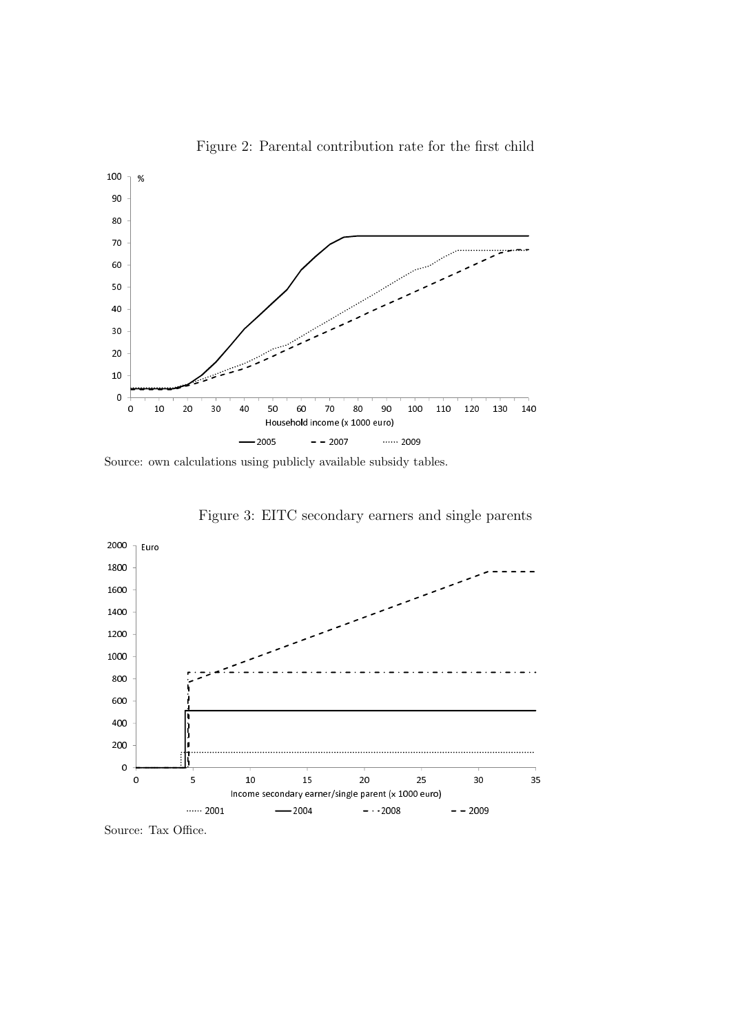Figure 2: Parental contribution rate for the first child

Source: own calculations using publicly available subsidy tables.

Figure 3: EITC secondary earners and single parents

Source: Tax Office.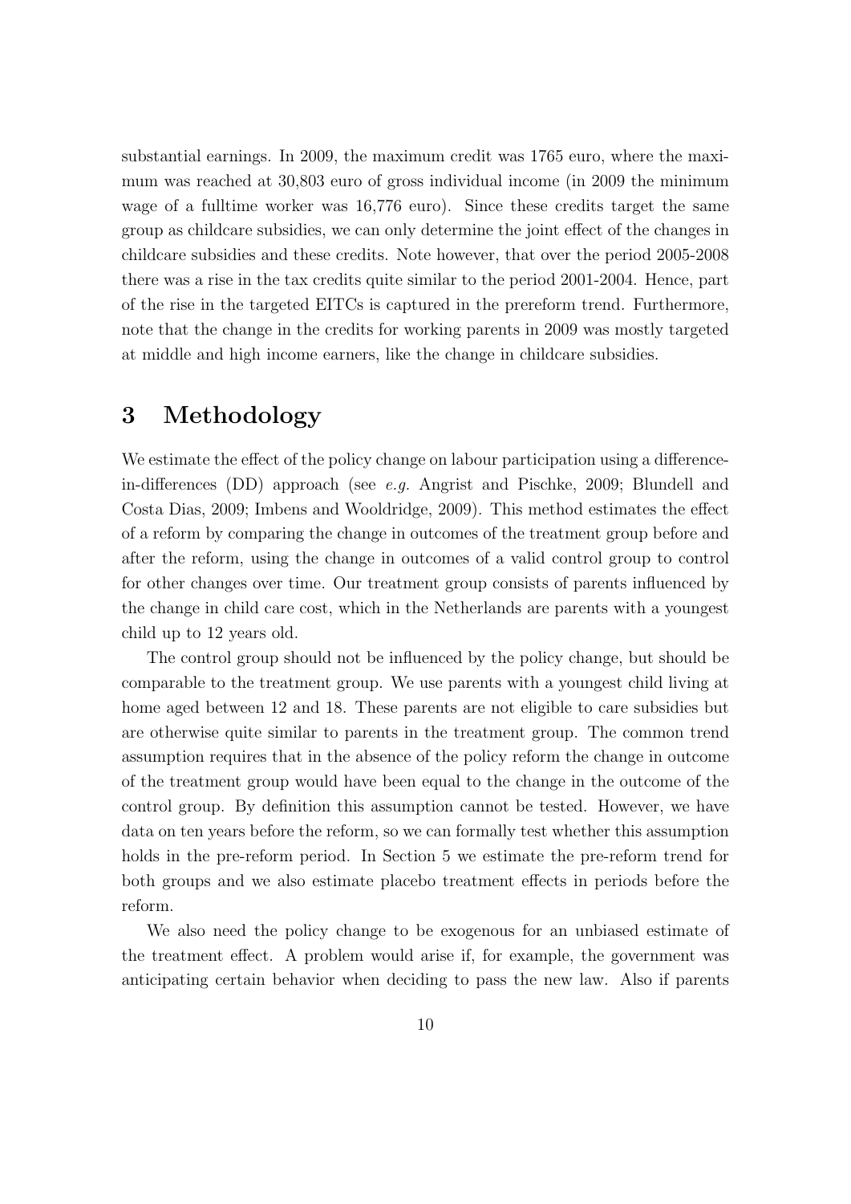substantial earnings. In 2009, the maximum credit was 1765 euro, where the maximum was reached at 30,803 euro of gross individual income (in 2009 the minimum wage of a fulltime worker was 16,776 euro). Since these credits target the same group as childcare subsidies, we can only determine the joint effect of the changes in childcare subsidies and these credits. Note however, that over the period 2005-2008 there was a rise in the tax credits quite similar to the period 2001-2004. Hence, part of the rise in the targeted EITCs is captured in the prereform trend. Furthermore, note that the change in the credits for working parents in 2009 was mostly targeted at middle and high income earners, like the change in childcare subsidies.

# 3 Methodology

We estimate the effect of the policy change on labour participation using a difference-in-differences (DD) approach (see *e.g.* Angrist and Pischke, 2009; Blundell and Costa Dias, 2009; Imbens and Wooldridge, 2009). This method estimates the effect of a reform by comparing the change in outcomes of the treatment group before and after the reform, using the change in outcomes of a valid control group to control for other changes over time. Our treatment group consists of parents influenced by the change in child care cost, which in the Netherlands are parents with a youngest child up to 12 years old.

The control group should not be influenced by the policy change, but should be comparable to the treatment group. We use parents with a youngest child living at home aged between 12 and 18. These parents are not eligible to care subsidies but are otherwise quite similar to parents in the treatment group. The common trend assumption requires that in the absence of the policy reform the change in outcome of the treatment group would have been equal to the change in the outcome of the control group. By definition this assumption cannot be tested. However, we have data on ten years before the reform, so we can formally test whether this assumption holds in the pre-reform period. In Section 5 we estimate the pre-reform trend for both groups and we also estimate placebo treatment effects in periods before the reform.

We also need the policy change to be exogenous for an unbiased estimate of the treatment effect. A problem would arise if, for example, the government was anticipating certain behavior when deciding to pass the new law. Also if parents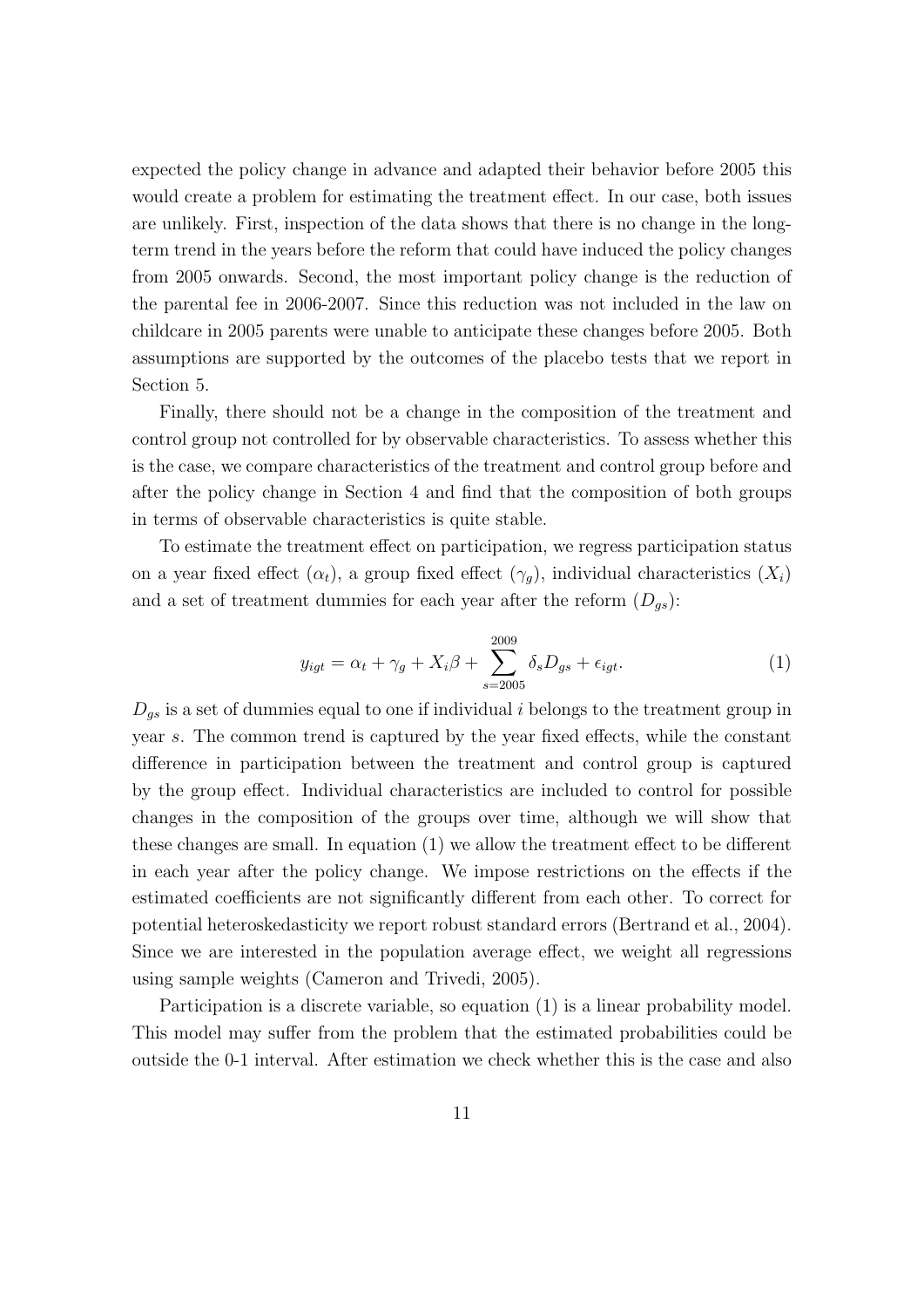expected the policy change in advance and adapted their behavior before 2005 this would create a problem for estimating the treatment effect. In our case, both issues are unlikely. First, inspection of the data shows that there is no change in the long-term trend in the years before the reform that could have induced the policy changes from 2005 onwards. Second, the most important policy change is the reduction of the parental fee in 2006-2007. Since this reduction was not included in the law on childcare in 2005 parents were unable to anticipate these changes before 2005. Both assumptions are supported by the outcomes of the placebo tests that we report in Section 5.

Finally, there should not be a change in the composition of the treatment and control group not controlled for by observable characteristics. To assess whether this is the case, we compare characteristics of the treatment and control group before and after the policy change in Section 4 and find that the composition of both groups in terms of observable characteristics is quite stable.

To estimate the treatment effect on participation, we regress participation status on a year fixed effect ($\alpha_t$), a group fixed effect ($\gamma_g$), individual characteristics ($X_i$) and a set of treatment dummies for each year after the reform ($D_{gs}$):

$$y_{igt} = \alpha_t + \gamma_g + X_i\beta + \sum_{s=2005}^{2009} \delta_s D_{gs} + \epsilon_{igt}. \tag{1}$$

$D_{gs}$ is a set of dummies equal to one if individual $i$ belongs to the treatment group in year $s$. The common trend is captured by the year fixed effects, while the constant difference in participation between the treatment and control group is captured by the group effect. Individual characteristics are included to control for possible changes in the composition of the groups over time, although we will show that these changes are small. In equation (1) we allow the treatment effect to be different in each year after the policy change. We impose restrictions on the effects if the estimated coefficients are not significantly different from each other. To correct for potential heteroskedasticity we report robust standard errors (Bertrand et al., 2004). Since we are interested in the population average effect, we weight all regressions using sample weights (Cameron and Trivedi, 2005).

Participation is a discrete variable, so equation (1) is a linear probability model. This model may suffer from the problem that the estimated probabilities could be outside the 0-1 interval. After estimation we check whether this is the case and also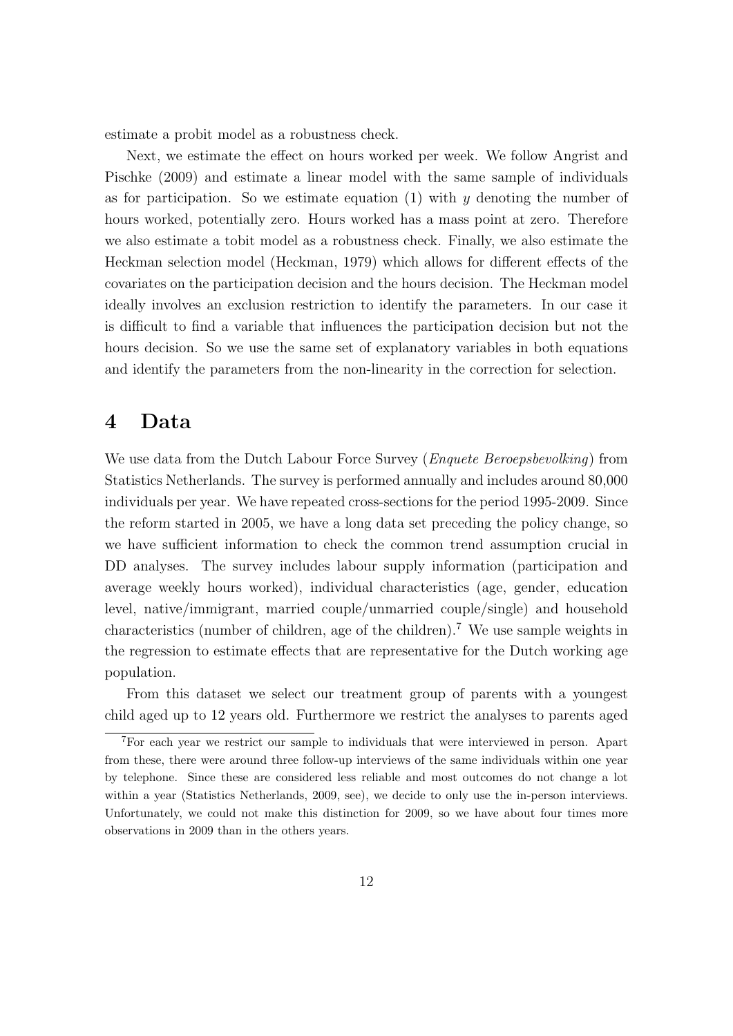estimate a probit model as a robustness check.

Next, we estimate the effect on hours worked per week. We follow Angrist and Pischke (2009) and estimate a linear model with the same sample of individuals as for participation. So we estimate equation (1) with $y$ denoting the number of hours worked, potentially zero. Hours worked has a mass point at zero. Therefore we also estimate a tobit model as a robustness check. Finally, we also estimate the Heckman selection model (Heckman, 1979) which allows for different effects of the covariates on the participation decision and the hours decision. The Heckman model ideally involves an exclusion restriction to identify the parameters. In our case it is difficult to find a variable that influences the participation decision but not the hours decision. So we use the same set of explanatory variables in both equations and identify the parameters from the non-linearity in the correction for selection.

# 4 Data

We use data from the Dutch Labour Force Survey (*Enquete Beroepsbevolking*) from Statistics Netherlands. The survey is performed annually and includes around 80,000 individuals per year. We have repeated cross-sections for the period 1995-2009. Since the reform started in 2005, we have a long data set preceding the policy change, so we have sufficient information to check the common trend assumption crucial in DD analyses. The survey includes labour supply information (participation and average weekly hours worked), individual characteristics (age, gender, education level, native/immigrant, married couple/unmarried couple/single) and household characteristics (number of children, age of the children).[7] We use sample weights in the regression to estimate effects that are representative for the Dutch working age population.

From this dataset we select our treatment group of parents with a youngest child aged up to 12 years old. Furthermore we restrict the analyses to parents aged

[7] For each year we restrict our sample to individuals that were interviewed in person. Apart from these, there were around three follow-up interviews of the same individuals within one year by telephone. Since these are considered less reliable and most outcomes do not change a lot within a year (Statistics Netherlands, 2009, see), we decide to only use the in-person interviews. Unfortunately, we could not make this distinction for 2009, so we have about four times more observations in 2009 than in the others years.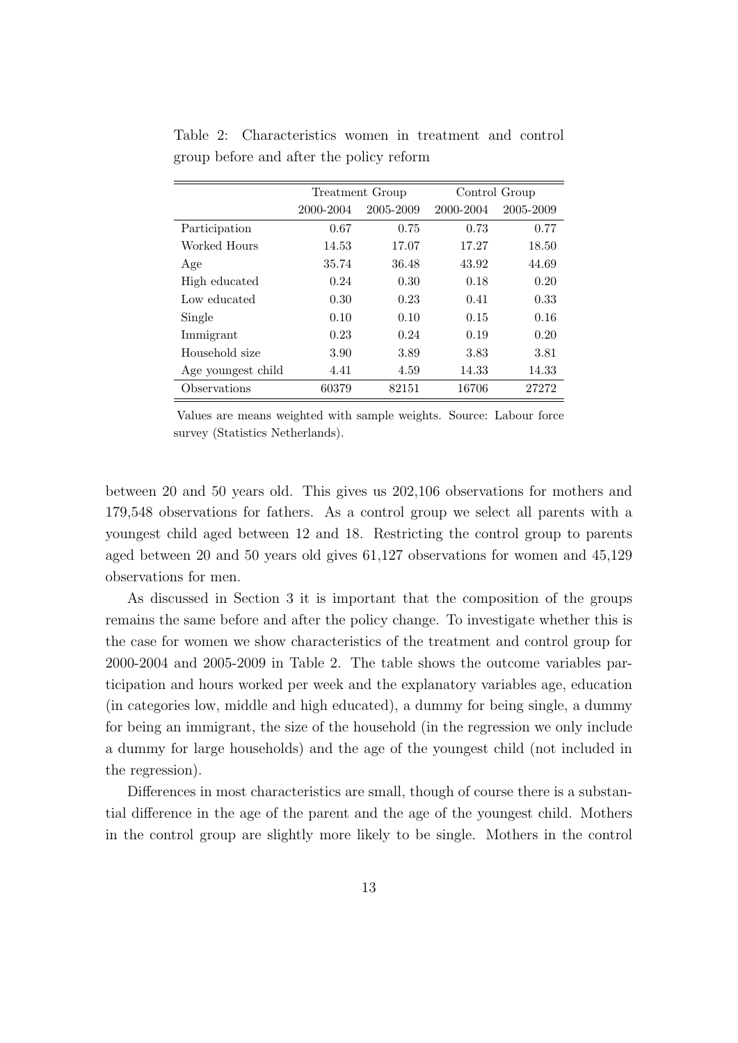Table 2: Characteristics women in treatment and control group before and after the policy reform

| | Treatment Group | | Control Group | |
|---|---|---|---|---|
| | 2000-2004 | 2005-2009 | 2000-2004 | 2005-2009 |
| Participation | 0.67 | 0.75 | 0.73 | 0.77 |
| Worked Hours | 14.53 | 17.07 | 17.27 | 18.50 |
| Age | 35.74 | 36.48 | 43.92 | 44.69 |
| High educated | 0.24 | 0.30 | 0.18 | 0.20 |
| Low educated | 0.30 | 0.23 | 0.41 | 0.33 |
| Single | 0.10 | 0.10 | 0.15 | 0.16 |
| Immigrant | 0.23 | 0.24 | 0.19 | 0.20 |
| Household size | 3.90 | 3.89 | 3.83 | 3.81 |
| Age youngest child | 4.41 | 4.59 | 14.33 | 14.33 |
| Observations | 60379 | 82151 | 16706 | 27272 |

Values are means weighted with sample weights. Source: Labour force survey (Statistics Netherlands).

between 20 and 50 years old. This gives us 202,106 observations for mothers and 179,548 observations for fathers. As a control group we select all parents with a youngest child aged between 12 and 18. Restricting the control group to parents aged between 20 and 50 years old gives 61,127 observations for women and 45,129 observations for men.

As discussed in Section 3 it is important that the composition of the groups remains the same before and after the policy change. To investigate whether this is the case for women we show characteristics of the treatment and control group for 2000-2004 and 2005-2009 in Table 2. The table shows the outcome variables participation and hours worked per week and the explanatory variables age, education (in categories low, middle and high educated), a dummy for being single, a dummy for being an immigrant, the size of the household (in the regression we only include a dummy for large households) and the age of the youngest child (not included in the regression).

Differences in most characteristics are small, though of course there is a substantial difference in the age of the parent and the age of the youngest child. Mothers in the control group are slightly more likely to be single. Mothers in the control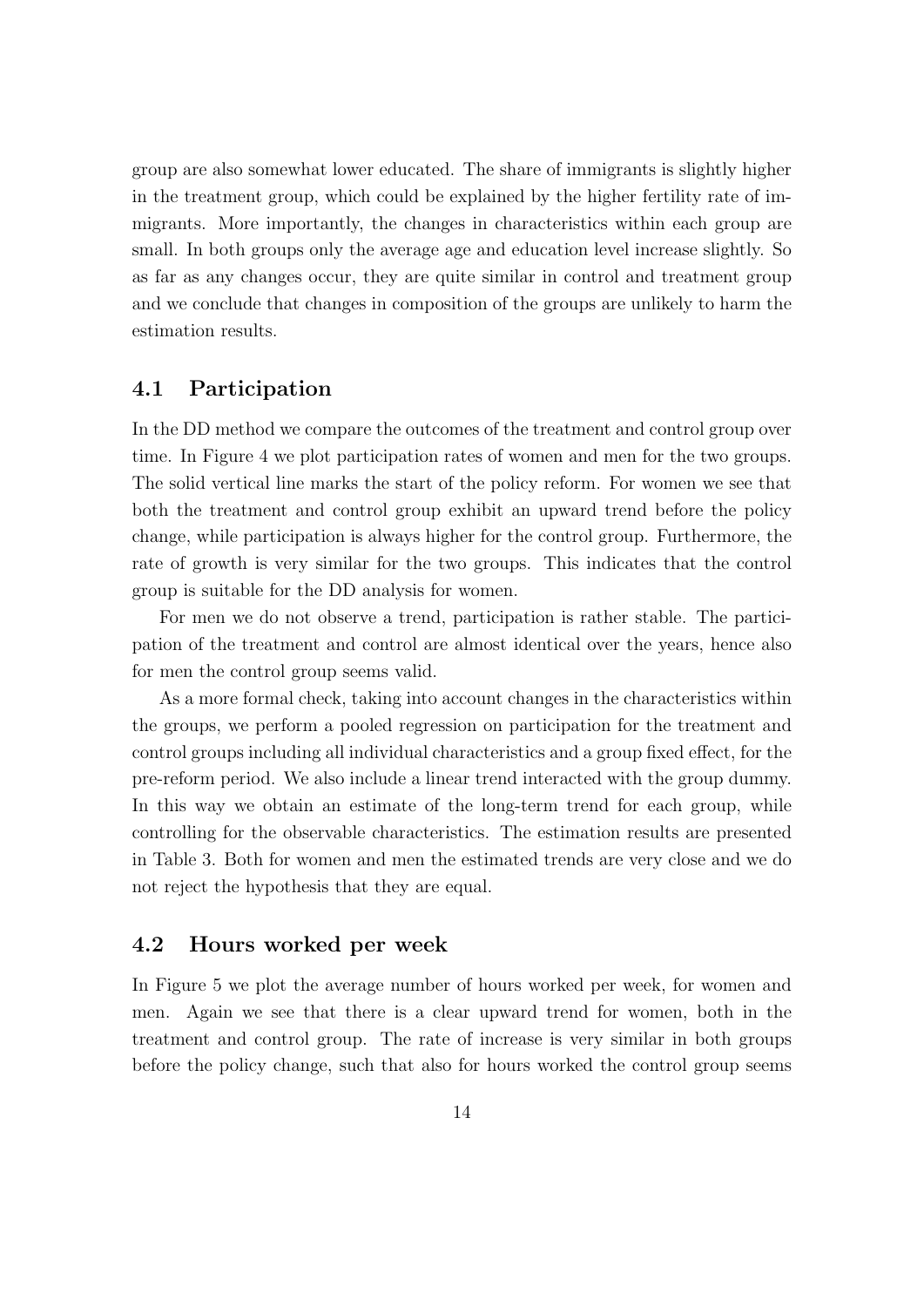group are also somewhat lower educated. The share of immigrants is slightly higher in the treatment group, which could be explained by the higher fertility rate of immigrants. More importantly, the changes in characteristics within each group are small. In both groups only the average age and education level increase slightly. So as far as any changes occur, they are quite similar in control and treatment group and we conclude that changes in composition of the groups are unlikely to harm the estimation results.

## 4.1 Participation

In the DD method we compare the outcomes of the treatment and control group over time. In Figure 4 we plot participation rates of women and men for the two groups. The solid vertical line marks the start of the policy reform. For women we see that both the treatment and control group exhibit an upward trend before the policy change, while participation is always higher for the control group. Furthermore, the rate of growth is very similar for the two groups. This indicates that the control group is suitable for the DD analysis for women.

For men we do not observe a trend, participation is rather stable. The participation of the treatment and control are almost identical over the years, hence also for men the control group seems valid.

As a more formal check, taking into account changes in the characteristics within the groups, we perform a pooled regression on participation for the treatment and control groups including all individual characteristics and a group fixed effect, for the pre-reform period. We also include a linear trend interacted with the group dummy. In this way we obtain an estimate of the long-term trend for each group, while controlling for the observable characteristics. The estimation results are presented in Table 3. Both for women and men the estimated trends are very close and we do not reject the hypothesis that they are equal.

## 4.2 Hours worked per week

In Figure 5 we plot the average number of hours worked per week, for women and men. Again we see that there is a clear upward trend for women, both in the treatment and control group. The rate of increase is very similar in both groups before the policy change, such that also for hours worked the control group seems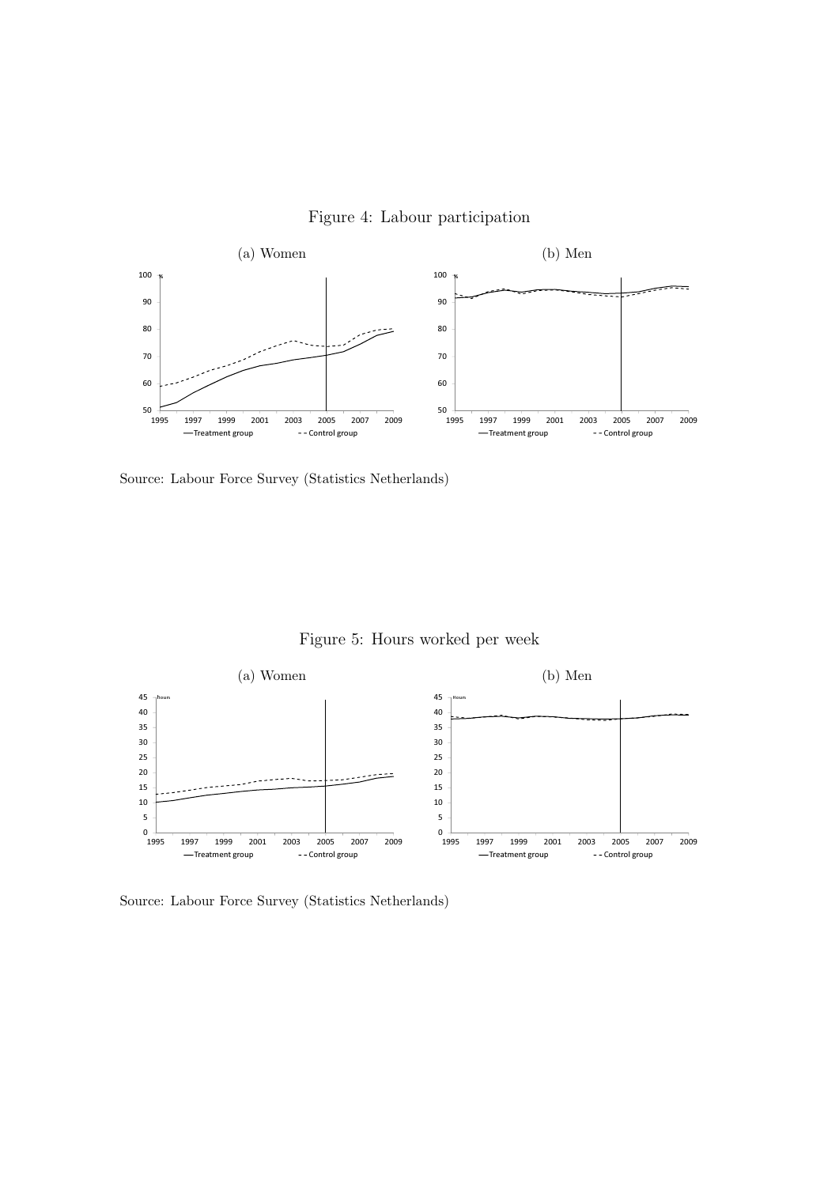Figure 4: Labour participation

(a) Women

(b) Men

Source: Labour Force Survey (Statistics Netherlands)

Figure 5: Hours worked per week

(a) Women

(b) Men

Source: Labour Force Survey (Statistics Netherlands)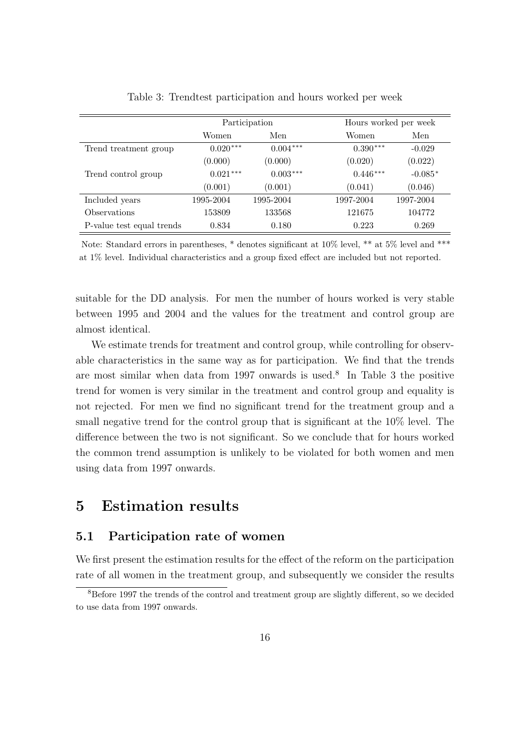Table 3: Trendtest participation and hours worked per week

| | Participation | | Hours worked per week | |
|---|---|---|---|---|
| | Women | Men | Women | Men |
| Trend treatment group | 0.020*** | 0.004*** | 0.390*** | -0.029 |
| | (0.000) | (0.000) | (0.020) | (0.022) |
| Trend control group | 0.021*** | 0.003*** | 0.446*** | -0.085* |
| | (0.001) | (0.001) | (0.041) | (0.046) |
| Included years | 1995-2004 | 1995-2004 | 1997-2004 | 1997-2004 |
| Observations | 153809 | 133568 | 121675 | 104772 |
| P-value test equal trends | 0.834 | 0.180 | 0.223 | 0.269 |

Note: Standard errors in parentheses, * denotes significant at 10% level, ** at 5% level and *** at 1% level. Individual characteristics and a group fixed effect are included but not reported.

suitable for the DD analysis. For men the number of hours worked is very stable between 1995 and 2004 and the values for the treatment and control group are almost identical.

We estimate trends for treatment and control group, while controlling for observable characteristics in the same way as for participation. We find that the trends are most similar when data from 1997 onwards is used.[8] In Table 3 the positive trend for women is very similar in the treatment and control group and equality is not rejected. For men we find no significant trend for the treatment group and a small negative trend for the control group that is significant at the 10% level. The difference between the two is not significant. So we conclude that for hours worked the common trend assumption is unlikely to be violated for both women and men using data from 1997 onwards.

# 5 Estimation results

## 5.1 Participation rate of women

We first present the estimation results for the effect of the reform on the participation rate of all women in the treatment group, and subsequently we consider the results

[8] Before 1997 the trends of the control and treatment group are slightly different, so we decided to use data from 1997 onwards.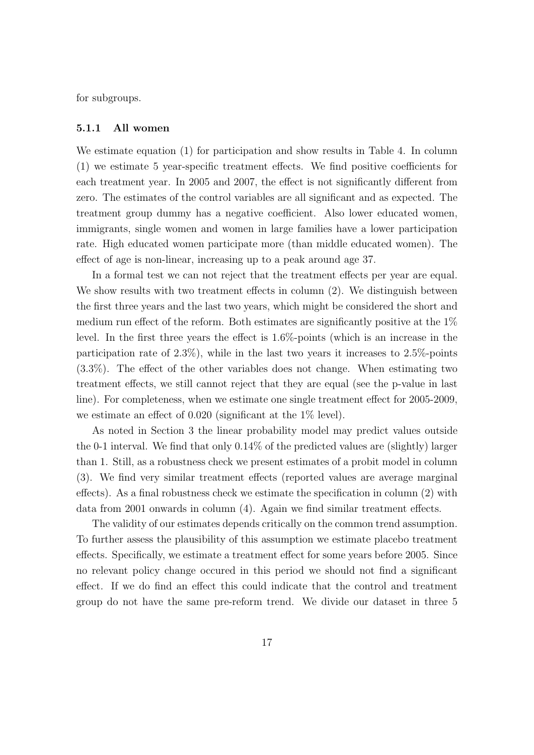for subgroups.

### 5.1.1 All women

We estimate equation (1) for participation and show results in Table 4. In column (1) we estimate 5 year-specific treatment effects. We find positive coefficients for each treatment year. In 2005 and 2007, the effect is not significantly different from zero. The estimates of the control variables are all significant and as expected. The treatment group dummy has a negative coefficient. Also lower educated women, immigrants, single women and women in large families have a lower participation rate. High educated women participate more (than middle educated women). The effect of age is non-linear, increasing up to a peak around age 37.

In a formal test we can not reject that the treatment effects per year are equal. We show results with two treatment effects in column (2). We distinguish between the first three years and the last two years, which might be considered the short and medium run effect of the reform. Both estimates are significantly positive at the 1% level. In the first three years the effect is 1.6%-points (which is an increase in the participation rate of 2.3%), while in the last two years it increases to 2.5%-points (3.3%). The effect of the other variables does not change. When estimating two treatment effects, we still cannot reject that they are equal (see the p-value in last line). For completeness, when we estimate one single treatment effect for 2005-2009, we estimate an effect of 0.020 (significant at the 1% level).

As noted in Section 3 the linear probability model may predict values outside the 0-1 interval. We find that only 0.14% of the predicted values are (slightly) larger than 1. Still, as a robustness check we present estimates of a probit model in column (3). We find very similar treatment effects (reported values are average marginal effects). As a final robustness check we estimate the specification in column (2) with data from 2001 onwards in column (4). Again we find similar treatment effects.

The validity of our estimates depends critically on the common trend assumption. To further assess the plausibility of this assumption we estimate placebo treatment effects. Specifically, we estimate a treatment effect for some years before 2005. Since no relevant policy change occured in this period we should not find a significant effect. If we do find an effect this could indicate that the control and treatment group do not have the same pre-reform trend. We divide our dataset in three 5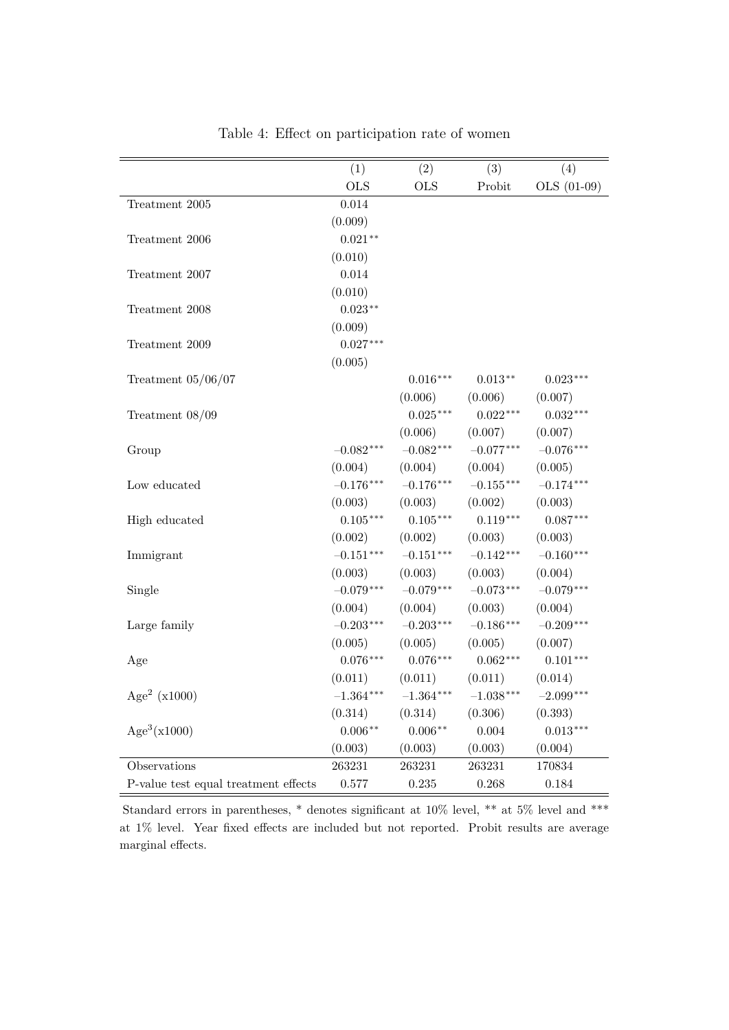Table 4: Effect on participation rate of women

| | (1) | (2) | (3) | (4) |
|---|---|---|---|---|
| | OLS | OLS | Probit | OLS (01-09) |
| Treatment 2005 | 0.014 | | | |
| | (0.009) | | | |
| Treatment 2006 | $0.021^{**}$ | | | |
| | (0.010) | | | |
| Treatment 2007 | 0.014 | | | |
| | (0.010) | | | |
| Treatment 2008 | $0.023^{**}$ | | | |
| | (0.009) | | | |
| Treatment 2009 | $0.027^{***}$ | | | |
| | (0.005) | | | |
| Treatment 05/06/07 | | $0.016^{***}$ | $0.013^{**}$ | $0.023^{***}$ |
| | | (0.006) | (0.006) | (0.007) |
| Treatment 08/09 | | $0.025^{***}$ | $0.022^{***}$ | $0.032^{***}$ |
| | | (0.006) | (0.007) | (0.007) |
| Group | $-0.082^{***}$ | $-0.082^{***}$ | $-0.077^{***}$ | $-0.076^{***}$ |
| | (0.004) | (0.004) | (0.004) | (0.005) |
| Low educated | $-0.176^{***}$ | $-0.176^{***}$ | $-0.155^{***}$ | $-0.174^{***}$ |
| | (0.003) | (0.003) | (0.002) | (0.003) |
| High educated | $0.105^{***}$ | $0.105^{***}$ | $0.119^{***}$ | $0.087^{***}$ |
| | (0.002) | (0.002) | (0.003) | (0.003) |
| Immigrant | $-0.151^{***}$ | $-0.151^{***}$ | $-0.142^{***}$ | $-0.160^{***}$ |
| | (0.003) | (0.003) | (0.003) | (0.004) |
| Single | $-0.079^{***}$ | $-0.079^{***}$ | $-0.073^{***}$ | $-0.079^{***}$ |
| | (0.004) | (0.004) | (0.003) | (0.004) |
| Large family | $-0.203^{***}$ | $-0.203^{***}$ | $-0.186^{***}$ | $-0.209^{***}$ |
| | (0.005) | (0.005) | (0.005) | (0.007) |
| Age | $0.076^{***}$ | $0.076^{***}$ | $0.062^{***}$ | $0.101^{***}$ |
| | (0.011) | (0.011) | (0.011) | (0.014) |
| $\text{Age}^2$ (x1000) | $-1.364^{***}$ | $-1.364^{***}$ | $-1.038^{***}$ | $-2.099^{***}$ |
| | (0.314) | (0.314) | (0.306) | (0.393) |
| $\text{Age}^3$(x1000) | $0.006^{**}$ | $0.006^{**}$ | 0.004 | $0.013^{***}$ |
| | (0.003) | (0.003) | (0.003) | (0.004) |
| Observations | 263231 | 263231 | 263231 | 170834 |
| P-value test equal treatment effects | 0.577 | 0.235 | 0.268 | 0.184 |

Standard errors in parentheses, * denotes significant at 10% level, ** at 5% level and *** at 1% level. Year fixed effects are included but not reported. Probit results are average marginal effects.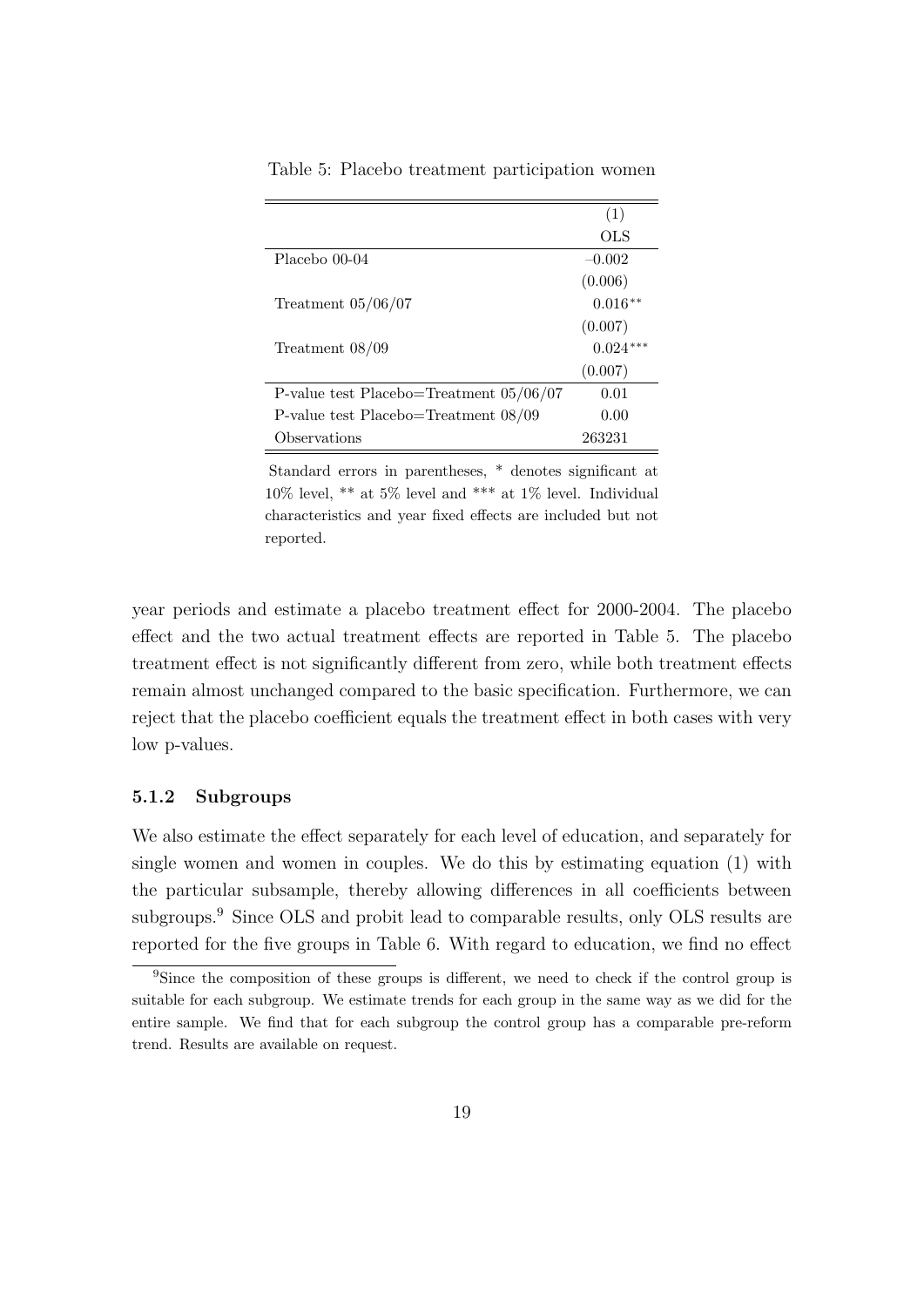Table 5: Placebo treatment participation women

| | (1) |
|---|---|
| | OLS |
| Placebo 00-04 | −0.002 |
| | (0.006) |
| Treatment 05/06/07 | 0.016** |
| | (0.007) |
| Treatment 08/09 | 0.024*** |
| | (0.007) |
| P-value test Placebo=Treatment 05/06/07 | 0.01 |
| P-value test Placebo=Treatment 08/09 | 0.00 |
| Observations | 263231 |

Standard errors in parentheses, * denotes significant at 10% level, ** at 5% level and *** at 1% level. Individual characteristics and year fixed effects are included but not reported.

year periods and estimate a placebo treatment effect for 2000-2004. The placebo effect and the two actual treatment effects are reported in Table 5. The placebo treatment effect is not significantly different from zero, while both treatment effects remain almost unchanged compared to the basic specification. Furthermore, we can reject that the placebo coefficient equals the treatment effect in both cases with very low p-values.

### 5.1.2 Subgroups

We also estimate the effect separately for each level of education, and separately for single women and women in couples. We do this by estimating equation (1) with the particular subsample, thereby allowing differences in all coefficients between subgroups.[9] Since OLS and probit lead to comparable results, only OLS results are reported for the five groups in Table 6. With regard to education, we find no effect

[9]Since the composition of these groups is different, we need to check if the control group is suitable for each subgroup. We estimate trends for each group in the same way as we did for the entire sample. We find that for each subgroup the control group has a comparable pre-reform trend. Results are available on request.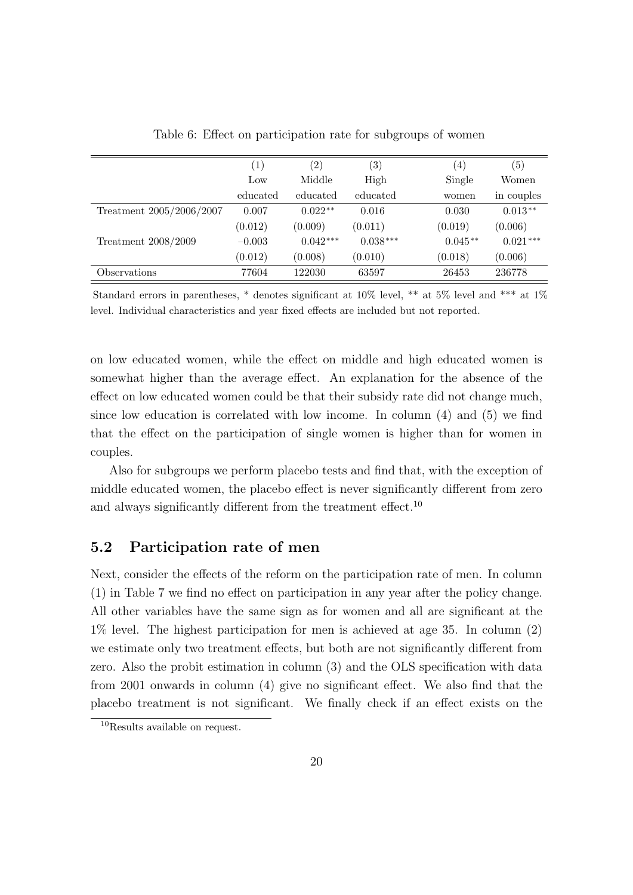Table 6: Effect on participation rate for subgroups of women

| | (1) | (2) | (3) | (4) | (5) |
|---|---|---|---|---|---|
| | Low educated | Middle educated | High educated | Single women | Women in couples |
| Treatment 2005/2006/2007 | 0.007 | 0.022** | 0.016 | 0.030 | 0.013** |
| | (0.012) | (0.009) | (0.011) | (0.019) | (0.006) |
| Treatment 2008/2009 | −0.003 | 0.042*** | 0.038*** | 0.045** | 0.021*** |
| | (0.012) | (0.008) | (0.010) | (0.018) | (0.006) |
| Observations | 77604 | 122030 | 63597 | 26453 | 236778 |

Standard errors in parentheses, * denotes significant at 10% level, ** at 5% level and *** at 1% level. Individual characteristics and year fixed effects are included but not reported.

on low educated women, while the effect on middle and high educated women is somewhat higher than the average effect. An explanation for the absence of the effect on low educated women could be that their subsidy rate did not change much, since low education is correlated with low income. In column (4) and (5) we find that the effect on the participation of single women is higher than for women in couples.

Also for subgroups we perform placebo tests and find that, with the exception of middle educated women, the placebo effect is never significantly different from zero and always significantly different from the treatment effect.[10]

## 5.2 Participation rate of men

Next, consider the effects of the reform on the participation rate of men. In column (1) in Table 7 we find no effect on participation in any year after the policy change. All other variables have the same sign as for women and all are significant at the 1% level. The highest participation for men is achieved at age 35. In column (2) we estimate only two treatment effects, but both are not significantly different from zero. Also the probit estimation in column (3) and the OLS specification with data from 2001 onwards in column (4) give no significant effect. We also find that the placebo treatment is not significant. We finally check if an effect exists on the

[10] Results available on request.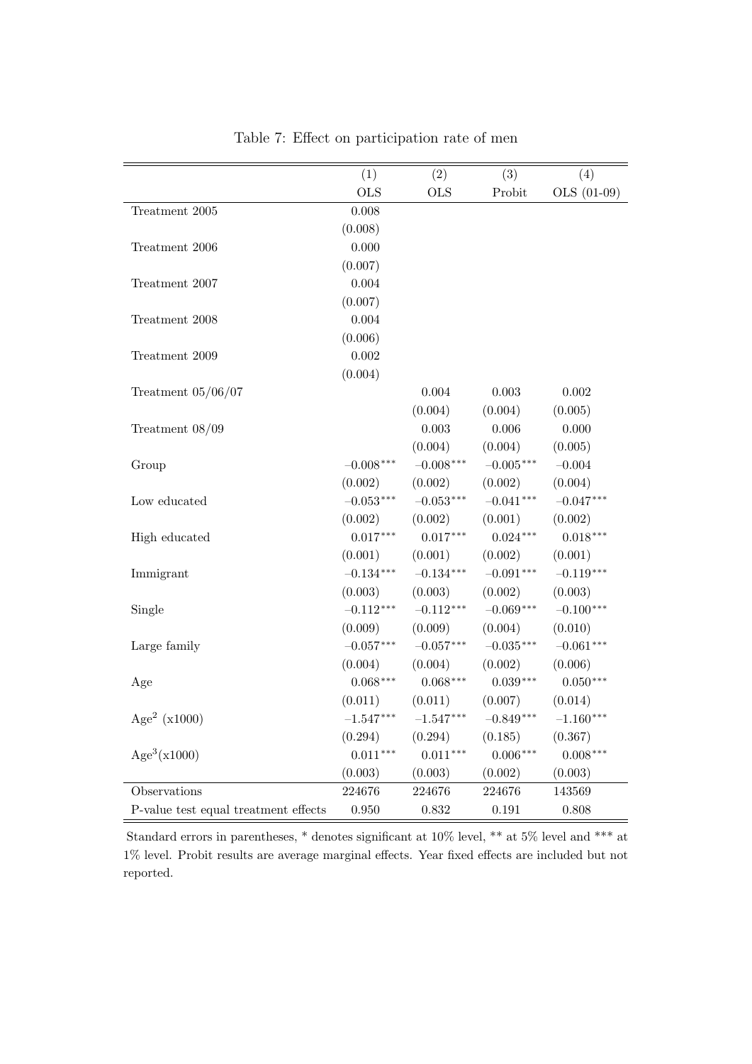Table 7: Effect on participation rate of men

| | (1) | (2) | (3) | (4) |
|---|---|---|---|---|
| | OLS | OLS | Probit | OLS (01-09) |
| Treatment 2005 | 0.008 | | | |
| | (0.008) | | | |
| Treatment 2006 | 0.000 | | | |
| | (0.007) | | | |
| Treatment 2007 | 0.004 | | | |
| | (0.007) | | | |
| Treatment 2008 | 0.004 | | | |
| | (0.006) | | | |
| Treatment 2009 | 0.002 | | | |
| | (0.004) | | | |
| Treatment 05/06/07 | | 0.004 | 0.003 | 0.002 |
| | | (0.004) | (0.004) | (0.005) |
| Treatment 08/09 | | 0.003 | 0.006 | 0.000 |
| | | (0.004) | (0.004) | (0.005) |
| Group | $-0.008^{***}$ | $-0.008^{***}$ | $-0.005^{***}$ | $-0.004$ |
| | (0.002) | (0.002) | (0.002) | (0.004) |
| Low educated | $-0.053^{***}$ | $-0.053^{***}$ | $-0.041^{***}$ | $-0.047^{***}$ |
| | (0.002) | (0.002) | (0.001) | (0.002) |
| High educated | $0.017^{***}$ | $0.017^{***}$ | $0.024^{***}$ | $0.018^{***}$ |
| | (0.001) | (0.001) | (0.002) | (0.001) |
| Immigrant | $-0.134^{***}$ | $-0.134^{***}$ | $-0.091^{***}$ | $-0.119^{***}$ |
| | (0.003) | (0.003) | (0.002) | (0.003) |
| Single | $-0.112^{***}$ | $-0.112^{***}$ | $-0.069^{***}$ | $-0.100^{***}$ |
| | (0.009) | (0.009) | (0.004) | (0.010) |
| Large family | $-0.057^{***}$ | $-0.057^{***}$ | $-0.035^{***}$ | $-0.061^{***}$ |
| | (0.004) | (0.004) | (0.002) | (0.006) |
| Age | $0.068^{***}$ | $0.068^{***}$ | $0.039^{***}$ | $0.050^{***}$ |
| | (0.011) | (0.011) | (0.007) | (0.014) |
| $\text{Age}^2$ (x1000) | $-1.547^{***}$ | $-1.547^{***}$ | $-0.849^{***}$ | $-1.160^{***}$ |
| | (0.294) | (0.294) | (0.185) | (0.367) |
| $\text{Age}^3$(x1000) | $0.011^{***}$ | $0.011^{***}$ | $0.006^{***}$ | $0.008^{***}$ |
| | (0.003) | (0.003) | (0.002) | (0.003) |
| Observations | 224676 | 224676 | 224676 | 143569 |
| P-value test equal treatment effects | 0.950 | 0.832 | 0.191 | 0.808 |

Standard errors in parentheses, * denotes significant at 10% level, ** at 5% level and *** at 1% level. Probit results are average marginal effects. Year fixed effects are included but not reported.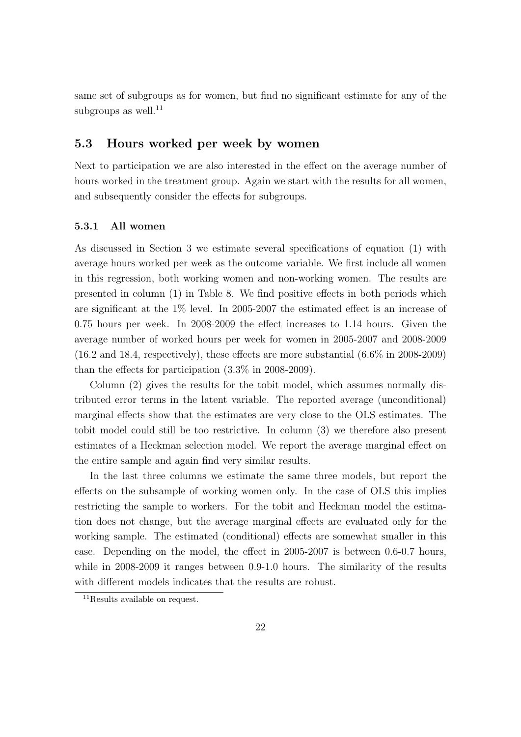same set of subgroups as for women, but find no significant estimate for any of the subgroups as well.[11]

## 5.3 Hours worked per week by women

Next to participation we are also interested in the effect on the average number of hours worked in the treatment group. Again we start with the results for all women, and subsequently consider the effects for subgroups.

### 5.3.1 All women

As discussed in Section 3 we estimate several specifications of equation (1) with average hours worked per week as the outcome variable. We first include all women in this regression, both working women and non-working women. The results are presented in column (1) in Table 8. We find positive effects in both periods which are significant at the 1% level. In 2005-2007 the estimated effect is an increase of 0.75 hours per week. In 2008-2009 the effect increases to 1.14 hours. Given the average number of worked hours per week for women in 2005-2007 and 2008-2009 (16.2 and 18.4, respectively), these effects are more substantial (6.6% in 2008-2009) than the effects for participation (3.3% in 2008-2009).

Column (2) gives the results for the tobit model, which assumes normally distributed error terms in the latent variable. The reported average (unconditional) marginal effects show that the estimates are very close to the OLS estimates. The tobit model could still be too restrictive. In column (3) we therefore also present estimates of a Heckman selection model. We report the average marginal effect on the entire sample and again find very similar results.

In the last three columns we estimate the same three models, but report the effects on the subsample of working women only. In the case of OLS this implies restricting the sample to workers. For the tobit and Heckman model the estimation does not change, but the average marginal effects are evaluated only for the working sample. The estimated (conditional) effects are somewhat smaller in this case. Depending on the model, the effect in 2005-2007 is between 0.6-0.7 hours, while in 2008-2009 it ranges between 0.9-1.0 hours. The similarity of the results with different models indicates that the results are robust.

[11] Results available on request.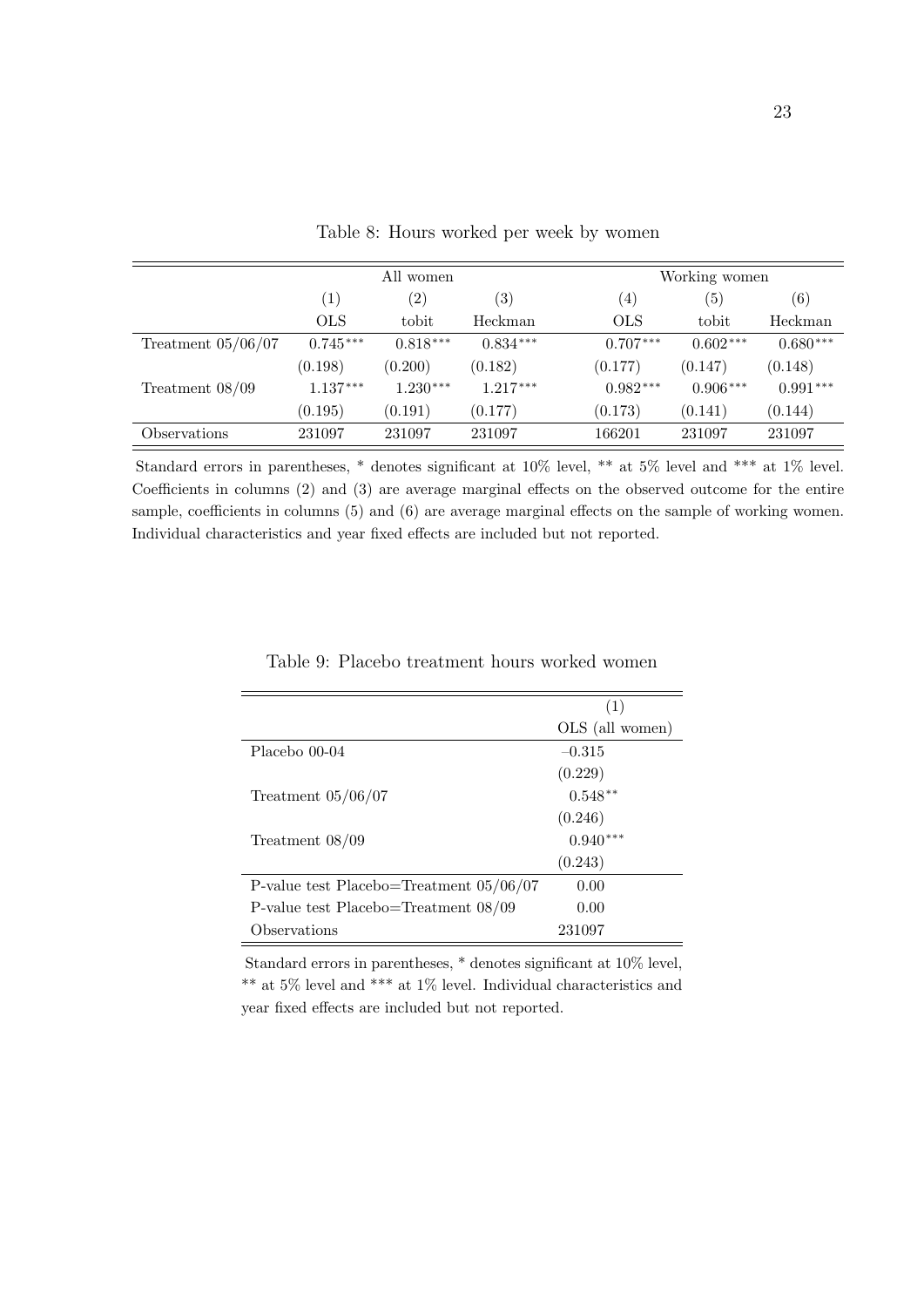Table 8: Hours worked per week by women

| | All women | | | Working women | | |
|---|---|---|---|---|---|---|
| | (1) | (2) | (3) | (4) | (5) | (6) |
| | OLS | tobit | Heckman | OLS | tobit | Heckman |
| Treatment 05/06/07 | 0.745*** | 0.818*** | 0.834*** | 0.707*** | 0.602*** | 0.680*** |
| | (0.198) | (0.200) | (0.182) | (0.177) | (0.147) | (0.148) |
| Treatment 08/09 | 1.137*** | 1.230*** | 1.217*** | 0.982*** | 0.906*** | 0.991*** |
| | (0.195) | (0.191) | (0.177) | (0.173) | (0.141) | (0.144) |
| Observations | 231097 | 231097 | 231097 | 166201 | 231097 | 231097 |

Standard errors in parentheses, * denotes significant at 10% level, ** at 5% level and *** at 1% level. Coefficients in columns (2) and (3) are average marginal effects on the observed outcome for the entire sample, coefficients in columns (5) and (6) are average marginal effects on the sample of working women. Individual characteristics and year fixed effects are included but not reported.

Table 9: Placebo treatment hours worked women

| | (1) |
|---|---|
| | OLS (all women) |
| Placebo 00-04 | −0.315 |
| | (0.229) |
| Treatment 05/06/07 | 0.548** |
| | (0.246) |
| Treatment 08/09 | 0.940*** |
| | (0.243) |
| P-value test Placebo=Treatment 05/06/07 | 0.00 |
| P-value test Placebo=Treatment 08/09 | 0.00 |
| Observations | 231097 |

Standard errors in parentheses, * denotes significant at 10% level, ** at 5% level and *** at 1% level. Individual characteristics and year fixed effects are included but not reported.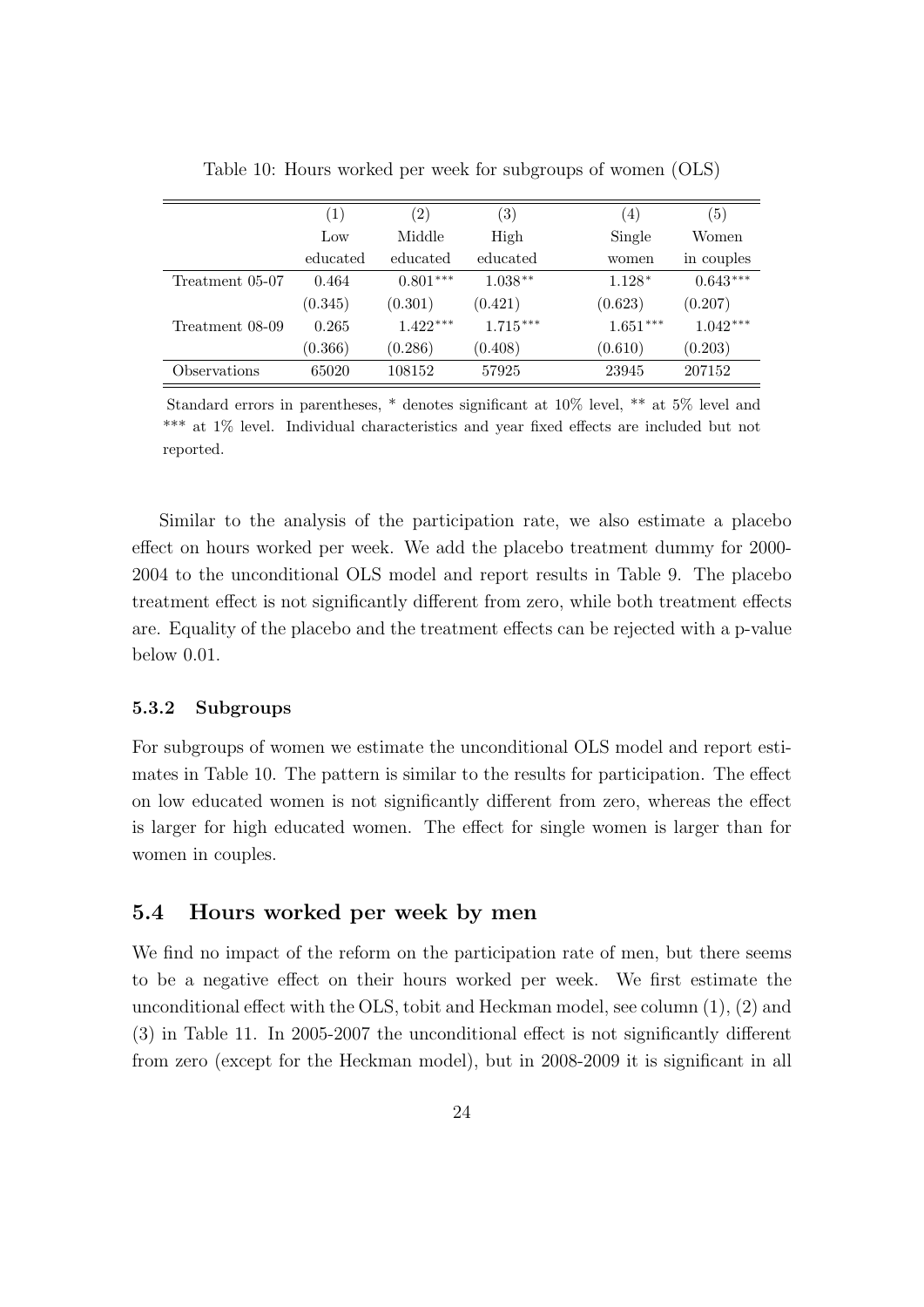Table 10: Hours worked per week for subgroups of women (OLS)

| | (1) | (2) | (3) | (4) | (5) |
|---|---|---|---|---|---|
| | Low educated | Middle educated | High educated | Single women | Women in couples |
| Treatment 05-07 | 0.464 | 0.801*** | 1.038** | 1.128* | 0.643*** |
| | (0.345) | (0.301) | (0.421) | (0.623) | (0.207) |
| Treatment 08-09 | 0.265 | 1.422*** | 1.715*** | 1.651*** | 1.042*** |
| | (0.366) | (0.286) | (0.408) | (0.610) | (0.203) |
| Observations | 65020 | 108152 | 57925 | 23945 | 207152 |

Standard errors in parentheses, * denotes significant at 10% level, ** at 5% level and *** at 1% level. Individual characteristics and year fixed effects are included but not reported.

Similar to the analysis of the participation rate, we also estimate a placebo effect on hours worked per week. We add the placebo treatment dummy for 2000-2004 to the unconditional OLS model and report results in Table 9. The placebo treatment effect is not significantly different from zero, while both treatment effects are. Equality of the placebo and the treatment effects can be rejected with a p-value below 0.01.

#### 5.3.2 Subgroups

For subgroups of women we estimate the unconditional OLS model and report estimates in Table 10. The pattern is similar to the results for participation. The effect on low educated women is not significantly different from zero, whereas the effect is larger for high educated women. The effect for single women is larger than for women in couples.

### 5.4 Hours worked per week by men

We find no impact of the reform on the participation rate of men, but there seems to be a negative effect on their hours worked per week. We first estimate the unconditional effect with the OLS, tobit and Heckman model, see column (1), (2) and (3) in Table 11. In 2005-2007 the unconditional effect is not significantly different from zero (except for the Heckman model), but in 2008-2009 it is significant in all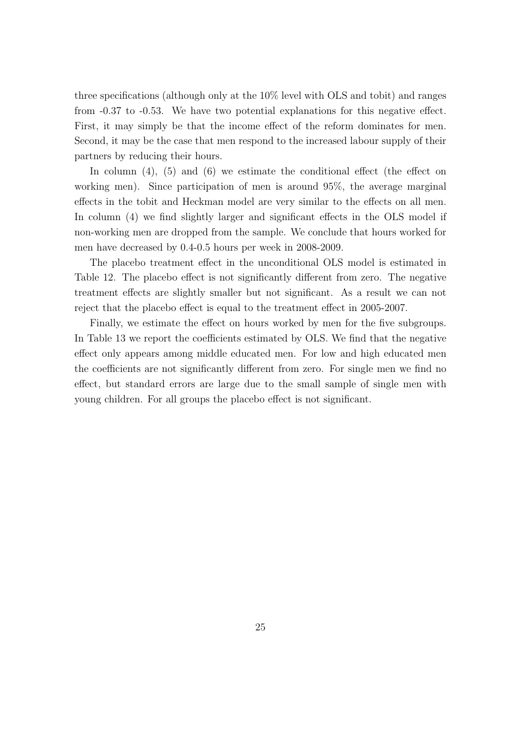three specifications (although only at the 10% level with OLS and tobit) and ranges from -0.37 to -0.53. We have two potential explanations for this negative effect. First, it may simply be that the income effect of the reform dominates for men. Second, it may be the case that men respond to the increased labour supply of their partners by reducing their hours.

In column (4), (5) and (6) we estimate the conditional effect (the effect on working men). Since participation of men is around 95%, the average marginal effects in the tobit and Heckman model are very similar to the effects on all men. In column (4) we find slightly larger and significant effects in the OLS model if non-working men are dropped from the sample. We conclude that hours worked for men have decreased by 0.4-0.5 hours per week in 2008-2009.

The placebo treatment effect in the unconditional OLS model is estimated in Table 12. The placebo effect is not significantly different from zero. The negative treatment effects are slightly smaller but not significant. As a result we can not reject that the placebo effect is equal to the treatment effect in 2005-2007.

Finally, we estimate the effect on hours worked by men for the five subgroups. In Table 13 we report the coefficients estimated by OLS. We find that the negative effect only appears among middle educated men. For low and high educated men the coefficients are not significantly different from zero. For single men we find no effect, but standard errors are large due to the small sample of single men with young children. For all groups the placebo effect is not significant.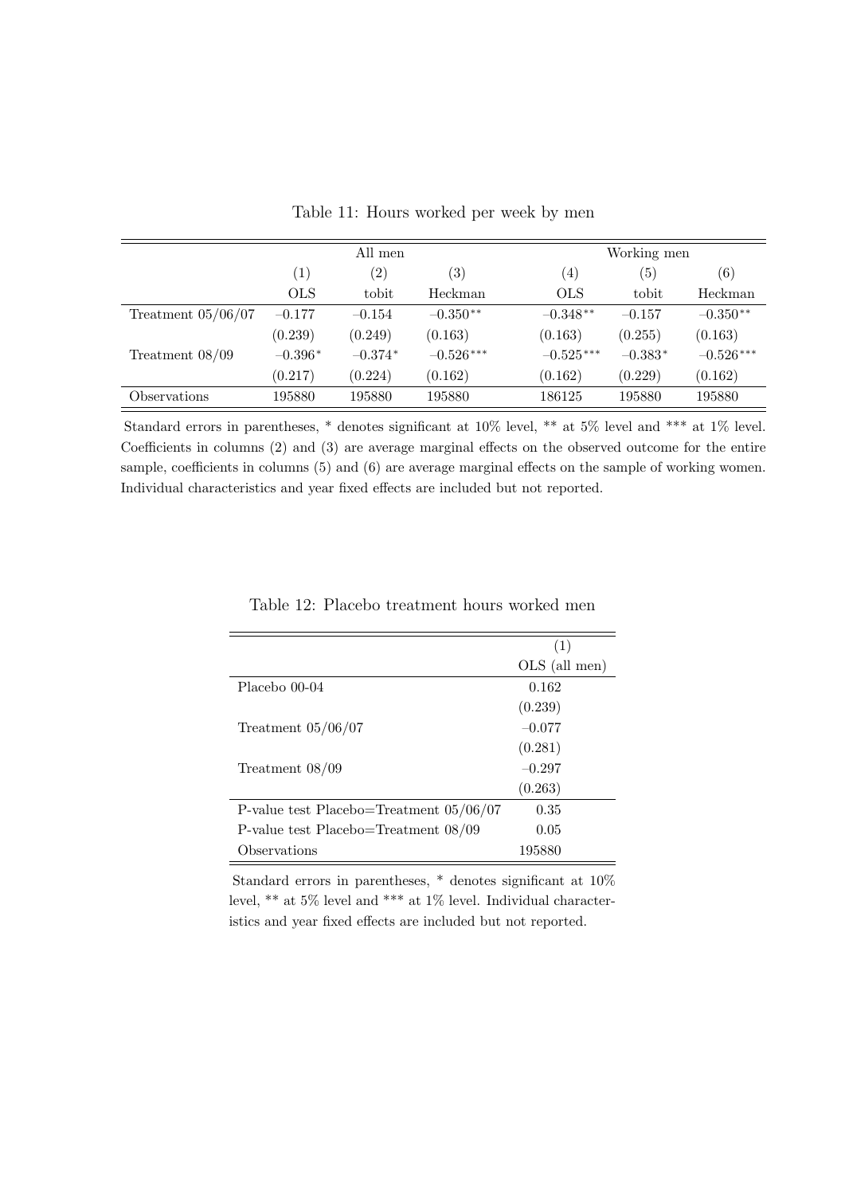Table 11: Hours worked per week by men

| | All men | | | Working men | | |
|---|---|---|---|---|---|---|
| | (1) | (2) | (3) | (4) | (5) | (6) |
| | OLS | tobit | Heckman | OLS | tobit | Heckman |
| Treatment 05/06/07 | −0.177 | −0.154 | −0.350** | −0.348** | −0.157 | −0.350** |
| | (0.239) | (0.249) | (0.163) | (0.163) | (0.255) | (0.163) |
| Treatment 08/09 | −0.396* | −0.374* | −0.526*** | −0.525*** | −0.383* | −0.526*** |
| | (0.217) | (0.224) | (0.162) | (0.162) | (0.229) | (0.162) |
| Observations | 195880 | 195880 | 195880 | 186125 | 195880 | 195880 |

Standard errors in parentheses, * denotes significant at 10% level, ** at 5% level and *** at 1% level. Coefficients in columns (2) and (3) are average marginal effects on the observed outcome for the entire sample, coefficients in columns (5) and (6) are average marginal effects on the sample of working women. Individual characteristics and year fixed effects are included but not reported.

Table 12: Placebo treatment hours worked men

| | (1) |
|---|---|
| | OLS (all men) |
| Placebo 00-04 | 0.162 |
| | (0.239) |
| Treatment 05/06/07 | −0.077 |
| | (0.281) |
| Treatment 08/09 | −0.297 |
| | (0.263) |
| P-value test Placebo=Treatment 05/06/07 | 0.35 |
| P-value test Placebo=Treatment 08/09 | 0.05 |
| Observations | 195880 |

Standard errors in parentheses, * denotes significant at 10% level, ** at 5% level and *** at 1% level. Individual characteristics and year fixed effects are included but not reported.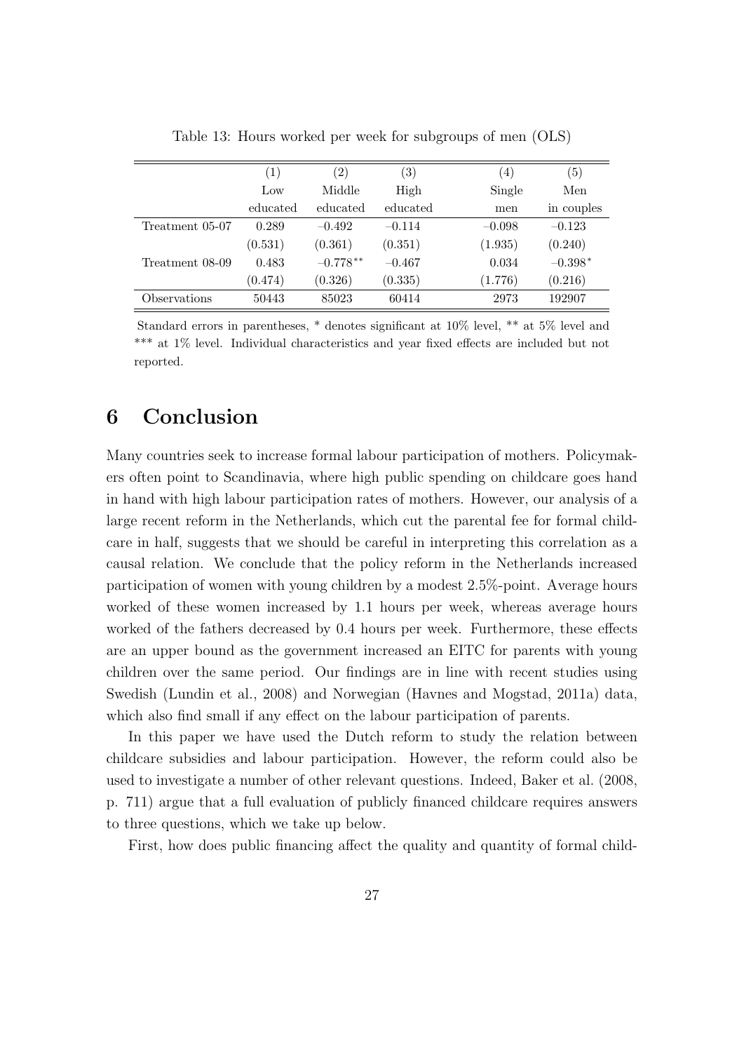Table 13: Hours worked per week for subgroups of men (OLS)

| | (1) Low educated | (2) Middle educated | (3) High educated | (4) Single men | (5) Men in couples |
|---|---|---|---|---|---|
| Treatment 05-07 | 0.289 | −0.492 | −0.114 | −0.098 | −0.123 |
| | (0.531) | (0.361) | (0.351) | (1.935) | (0.240) |
| Treatment 08-09 | 0.483 | −0.778** | −0.467 | 0.034 | −0.398* |
| | (0.474) | (0.326) | (0.335) | (1.776) | (0.216) |
| Observations | 50443 | 85023 | 60414 | 2973 | 192907 |

Standard errors in parentheses, * denotes significant at 10% level, ** at 5% level and *** at 1% level. Individual characteristics and year fixed effects are included but not reported.

# 6 Conclusion

Many countries seek to increase formal labour participation of mothers. Policymakers often point to Scandinavia, where high public spending on childcare goes hand in hand with high labour participation rates of mothers. However, our analysis of a large recent reform in the Netherlands, which cut the parental fee for formal childcare in half, suggests that we should be careful in interpreting this correlation as a causal relation. We conclude that the policy reform in the Netherlands increased participation of women with young children by a modest 2.5%-point. Average hours worked of these women increased by 1.1 hours per week, whereas average hours worked of the fathers decreased by 0.4 hours per week. Furthermore, these effects are an upper bound as the government increased an EITC for parents with young children over the same period. Our findings are in line with recent studies using Swedish (Lundin et al., 2008) and Norwegian (Havnes and Mogstad, 2011a) data, which also find small if any effect on the labour participation of parents.

In this paper we have used the Dutch reform to study the relation between childcare subsidies and labour participation. However, the reform could also be used to investigate a number of other relevant questions. Indeed, Baker et al. (2008, p. 711) argue that a full evaluation of publicly financed childcare requires answers to three questions, which we take up below.

First, how does public financing affect the quality and quantity of formal child-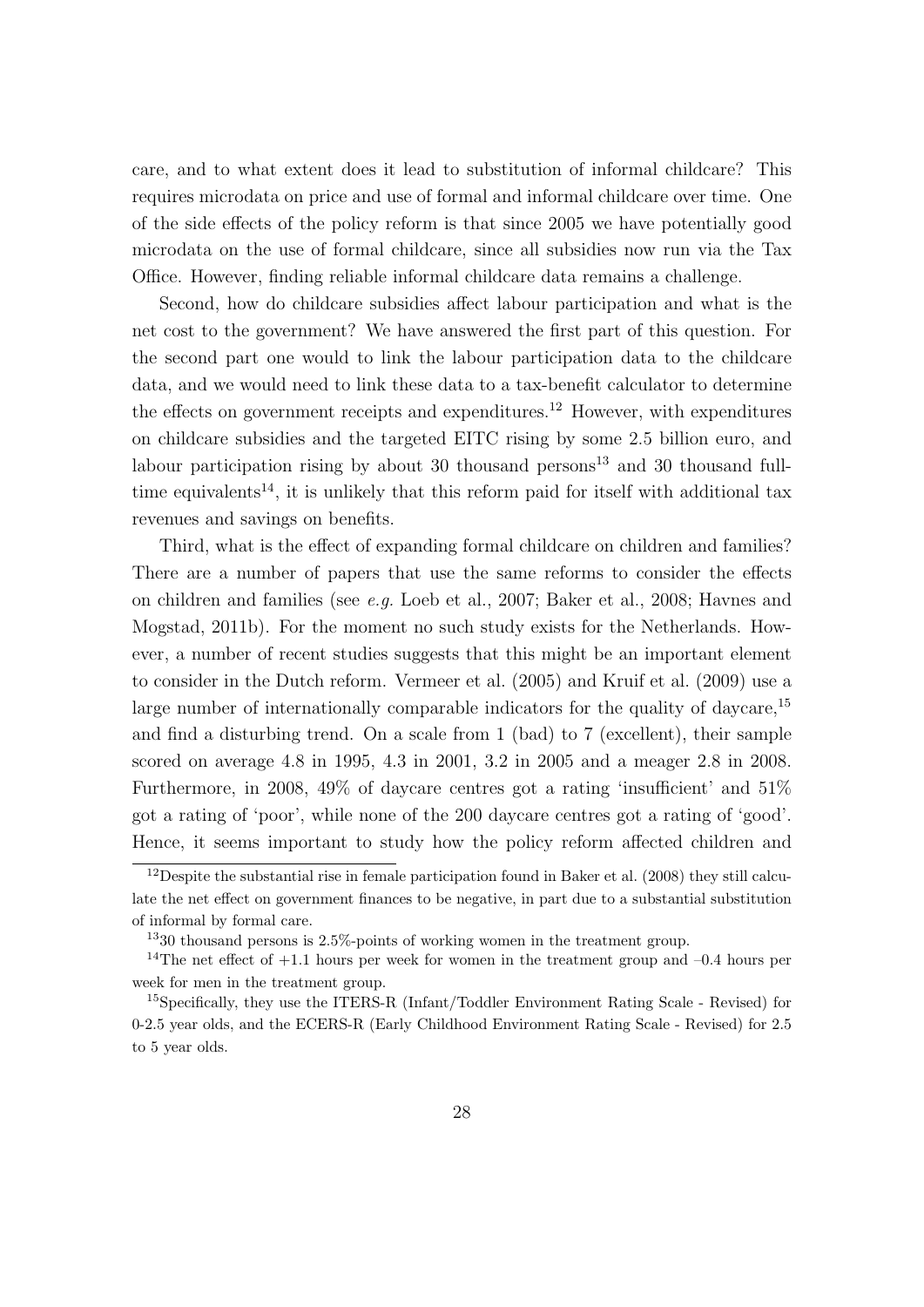care, and to what extent does it lead to substitution of informal childcare? This requires microdata on price and use of formal and informal childcare over time. One of the side effects of the policy reform is that since 2005 we have potentially good microdata on the use of formal childcare, since all subsidies now run via the Tax Office. However, finding reliable informal childcare data remains a challenge.

Second, how do childcare subsidies affect labour participation and what is the net cost to the government? We have answered the first part of this question. For the second part one would to link the labour participation data to the childcare data, and we would need to link these data to a tax-benefit calculator to determine the effects on government receipts and expenditures.[12] However, with expenditures on childcare subsidies and the targeted EITC rising by some 2.5 billion euro, and labour participation rising by about 30 thousand persons[13] and 30 thousand full-time equivalents[14], it is unlikely that this reform paid for itself with additional tax revenues and savings on benefits.

Third, what is the effect of expanding formal childcare on children and families? There are a number of papers that use the same reforms to consider the effects on children and families (see *e.g.* Loeb et al., 2007; Baker et al., 2008; Havnes and Mogstad, 2011b). For the moment no such study exists for the Netherlands. However, a number of recent studies suggests that this might be an important element to consider in the Dutch reform. Vermeer et al. (2005) and Kruif et al. (2009) use a large number of internationally comparable indicators for the quality of daycare,[15] and find a disturbing trend. On a scale from 1 (bad) to 7 (excellent), their sample scored on average 4.8 in 1995, 4.3 in 2001, 3.2 in 2005 and a meager 2.8 in 2008. Furthermore, in 2008, 49% of daycare centres got a rating 'insufficient' and 51% got a rating of 'poor', while none of the 200 daycare centres got a rating of 'good'. Hence, it seems important to study how the policy reform affected children and

[12] Despite the substantial rise in female participation found in Baker et al. (2008) they still calculate the net effect on government finances to be negative, in part due to a substantial substitution of informal by formal care.

[13] 30 thousand persons is 2.5%-points of working women in the treatment group.

[14] The net effect of +1.1 hours per week for women in the treatment group and –0.4 hours per week for men in the treatment group.

[15] Specifically, they use the ITERS-R (Infant/Toddler Environment Rating Scale - Revised) for 0-2.5 year olds, and the ECERS-R (Early Childhood Environment Rating Scale - Revised) for 2.5 to 5 year olds.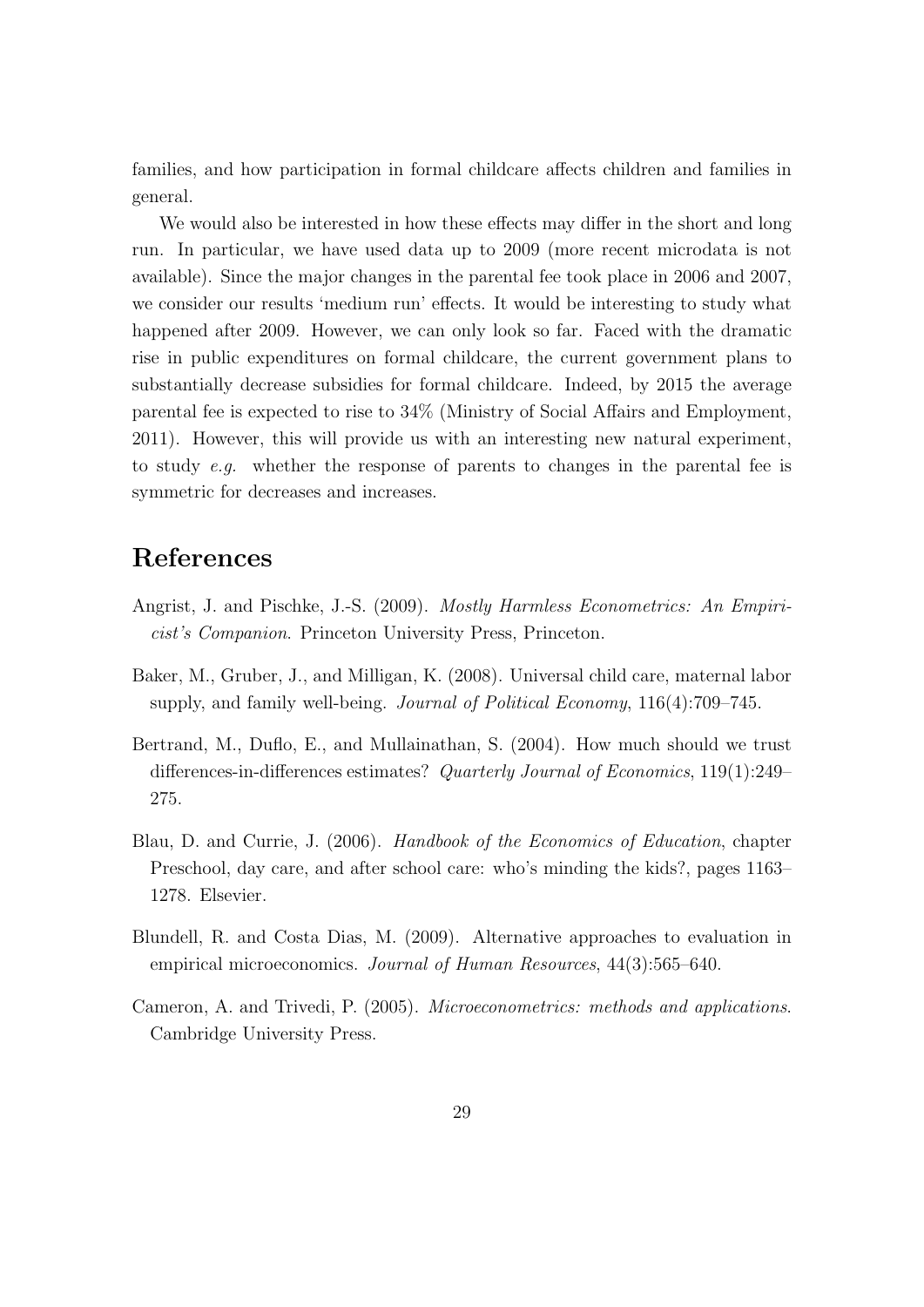families, and how participation in formal childcare affects children and families in general.

We would also be interested in how these effects may differ in the short and long run. In particular, we have used data up to 2009 (more recent microdata is not available). Since the major changes in the parental fee took place in 2006 and 2007, we consider our results 'medium run' effects. It would be interesting to study what happened after 2009. However, we can only look so far. Faced with the dramatic rise in public expenditures on formal childcare, the current government plans to substantially decrease subsidies for formal childcare. Indeed, by 2015 the average parental fee is expected to rise to 34% (Ministry of Social Affairs and Employment, 2011). However, this will provide us with an interesting new natural experiment, to study *e.g.* whether the response of parents to changes in the parental fee is symmetric for decreases and increases.

# References

Angrist, J. and Pischke, J.-S. (2009). *Mostly Harmless Econometrics: An Empiricist's Companion*. Princeton University Press, Princeton.

Baker, M., Gruber, J., and Milligan, K. (2008). Universal child care, maternal labor supply, and family well-being. *Journal of Political Economy*, 116(4):709–745.

Bertrand, M., Duflo, E., and Mullainathan, S. (2004). How much should we trust differences-in-differences estimates? *Quarterly Journal of Economics*, 119(1):249–275.

Blau, D. and Currie, J. (2006). *Handbook of the Economics of Education*, chapter Preschool, day care, and after school care: who's minding the kids?, pages 1163–1278. Elsevier.

Blundell, R. and Costa Dias, M. (2009). Alternative approaches to evaluation in empirical microeconomics. *Journal of Human Resources*, 44(3):565–640.

Cameron, A. and Trivedi, P. (2005). *Microeconometrics: methods and applications*. Cambridge University Press.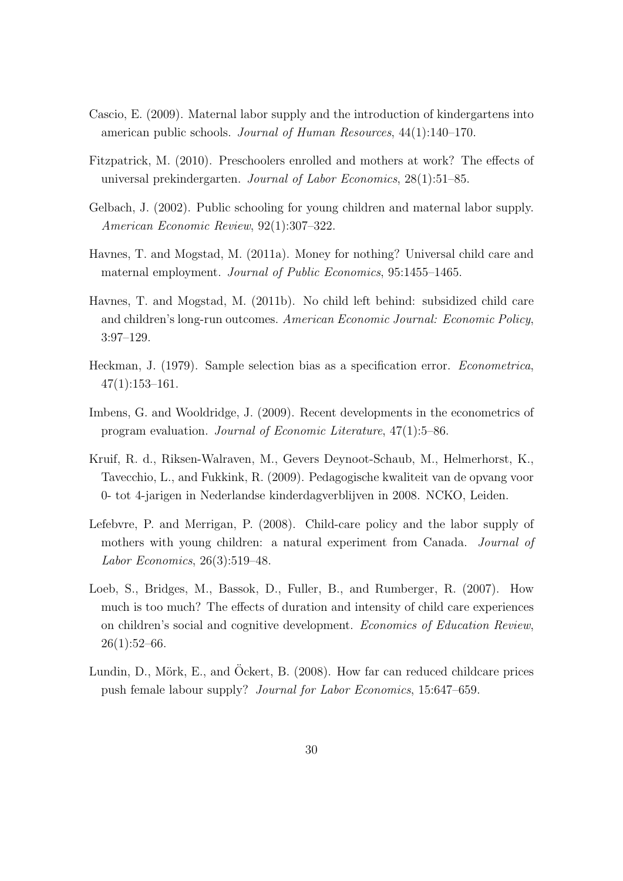Cascio, E. (2009). Maternal labor supply and the introduction of kindergartens into american public schools. *Journal of Human Resources*, 44(1):140–170.

Fitzpatrick, M. (2010). Preschoolers enrolled and mothers at work? The effects of universal prekindergarten. *Journal of Labor Economics*, 28(1):51–85.

Gelbach, J. (2002). Public schooling for young children and maternal labor supply. *American Economic Review*, 92(1):307–322.

Havnes, T. and Mogstad, M. (2011a). Money for nothing? Universal child care and maternal employment. *Journal of Public Economics*, 95:1455–1465.

Havnes, T. and Mogstad, M. (2011b). No child left behind: subsidized child care and children's long-run outcomes. *American Economic Journal: Economic Policy*, 3:97–129.

Heckman, J. (1979). Sample selection bias as a specification error. *Econometrica*, 47(1):153–161.

Imbens, G. and Wooldridge, J. (2009). Recent developments in the econometrics of program evaluation. *Journal of Economic Literature*, 47(1):5–86.

Kruif, R. d., Riksen-Walraven, M., Gevers Deynoot-Schaub, M., Helmerhorst, K., Tavecchio, L., and Fukkink, R. (2009). Pedagogische kwaliteit van de opvang voor 0- tot 4-jarigen in Nederlandse kinderdagverblijven in 2008. NCKO, Leiden.

Lefebvre, P. and Merrigan, P. (2008). Child-care policy and the labor supply of mothers with young children: a natural experiment from Canada. *Journal of Labor Economics*, 26(3):519–48.

Loeb, S., Bridges, M., Bassok, D., Fuller, B., and Rumberger, R. (2007). How much is too much? The effects of duration and intensity of child care experiences on children's social and cognitive development. *Economics of Education Review*, 26(1):52–66.

Lundin, D., Mörk, E., and Öckert, B. (2008). How far can reduced childcare prices push female labour supply? *Journal for Labor Economics*, 15:647–659.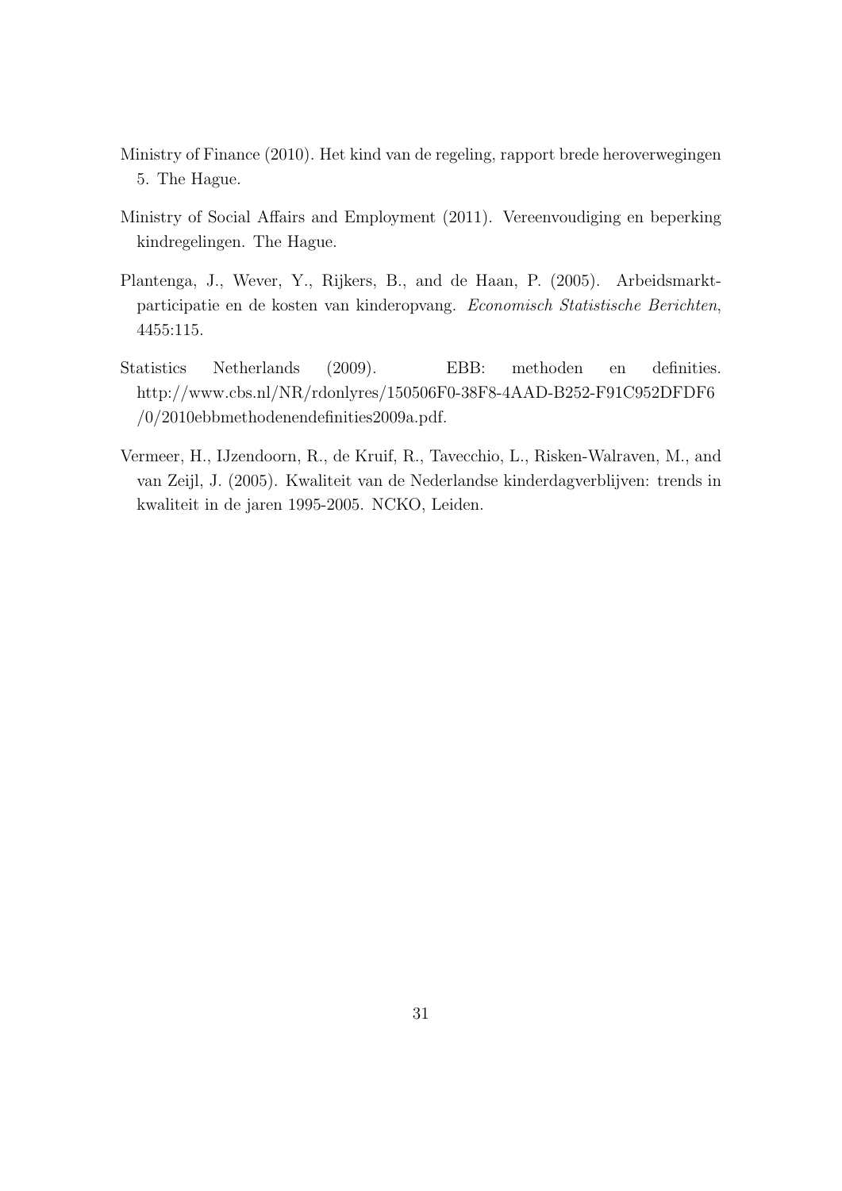Ministry of Finance (2010). Het kind van de regeling, rapport brede heroverwegingen 5. The Hague.

Ministry of Social Affairs and Employment (2011). Vereenvoudiging en beperking kindregelingen. The Hague.

Plantenga, J., Wever, Y., Rijkers, B., and de Haan, P. (2005). Arbeidsmarktparticipatie en de kosten van kinderopvang. *Economisch Statistische Berichten*, 4455:115.

Statistics Netherlands (2009). EBB: methoden en definities. http://www.cbs.nl/NR/rdonlyres/150506F0-38F8-4AAD-B252-F91C952DFDF6/0/2010ebbmethodenendefinities2009a.pdf.

Vermeer, H., IJzendoorn, R., de Kruif, R., Tavecchio, L., Risken-Walraven, M., and van Zeijl, J. (2005). Kwaliteit van de Nederlandse kinderdagverblijven: trends in kwaliteit in de jaren 1995-2005. NCKO, Leiden.